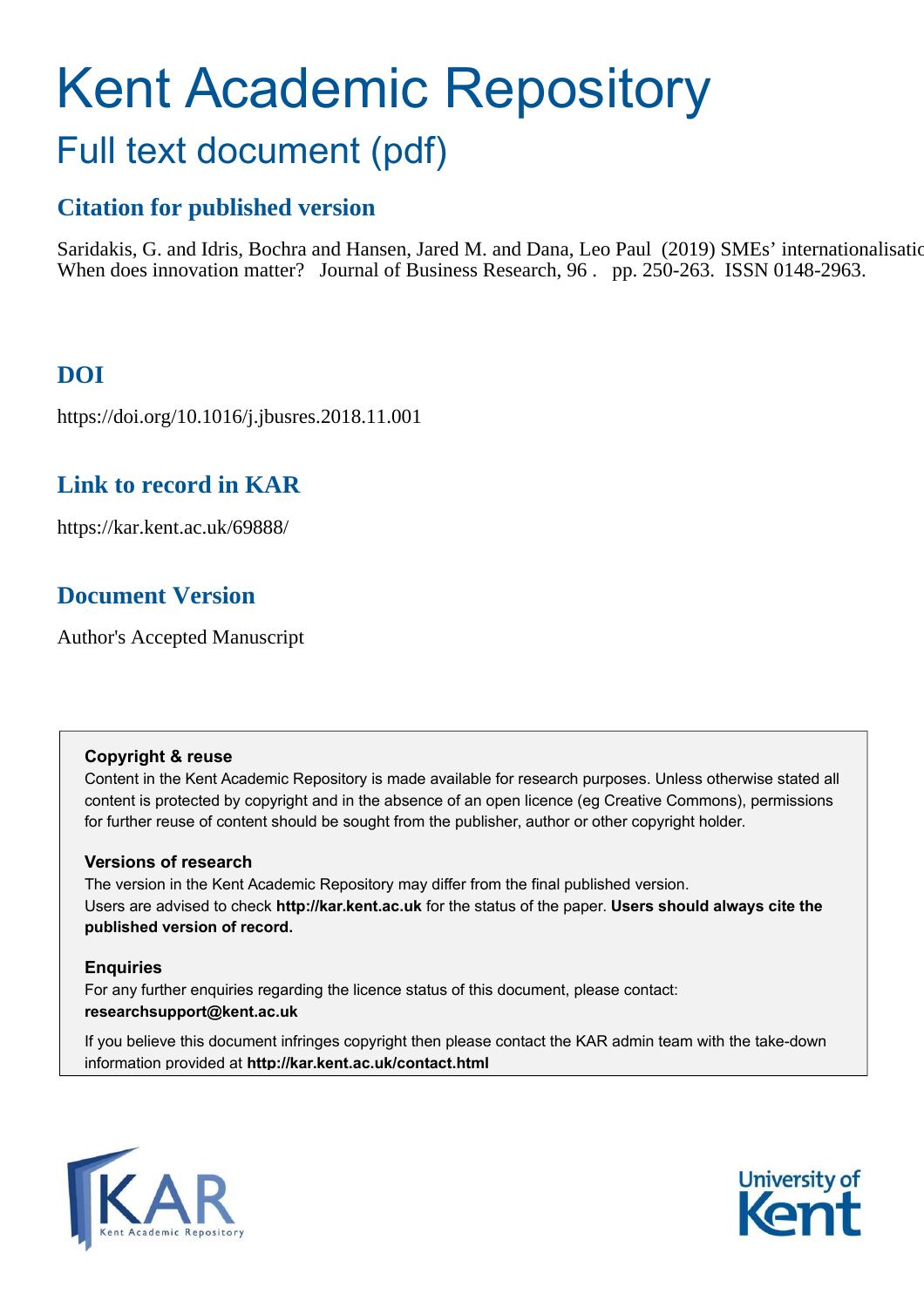# Kent Academic Repository

## Full text document (pdf)

### Citation for published version

Saridakis, G. and Idris, Bochra and Hansen, Jared M. and Dana, Leo Paul (2019) SMEs' internationalisatio When does innovation matter? Journal of Business Research, 96 . pp. 250-263. ISSN 0148-2963.

### DOI

https://doi.org/10.1016/j.jbusres.2018.11.001

### Link to record in KAR

https://kar.kent.ac.uk/69888/

### Document Version

Author's Accepted Manuscript

**Copyright & reuse**
Content in the Kent Academic Repository is made available for research purposes. Unless otherwise stated all content is protected by copyright and in the absence of an open licence (eg Creative Commons), permissions for further reuse of content should be sought from the publisher, author or other copyright holder.

**Versions of research**
The version in the Kent Academic Repository may differ from the final published version.
Users are advised to check **http://kar.kent.ac.uk** for the status of the paper. **Users should always cite the published version of record.**

**Enquiries**
For any further enquiries regarding the licence status of this document, please contact:
**researchsupport@kent.ac.uk**

If you believe this document infringes copyright then please contact the KAR admin team with the take-down information provided at **http://kar.kent.ac.uk/contact.html**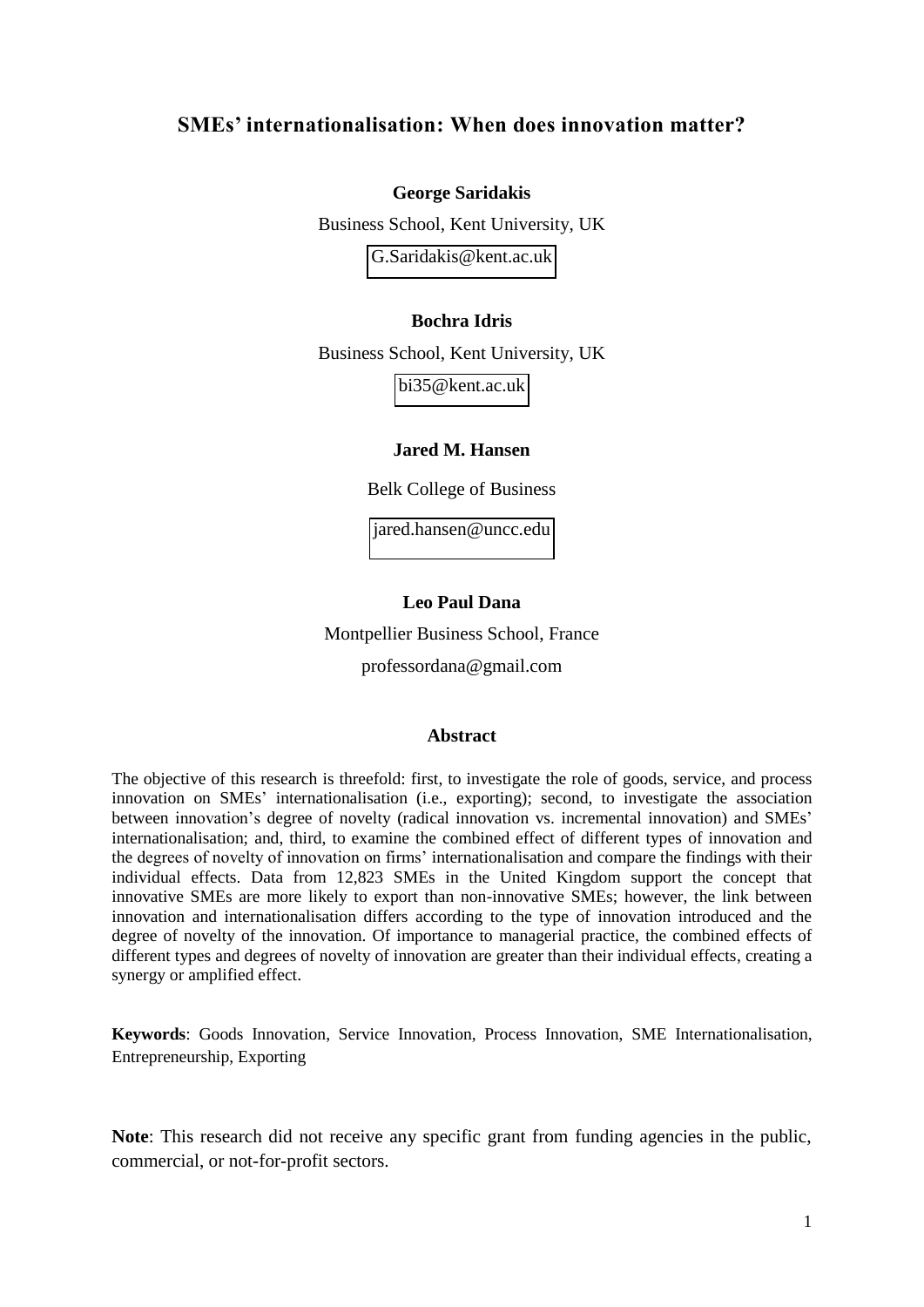# SMEs' internationalisation: When does innovation matter?

**George Saridakis**

Business School, Kent University, UK

G.Saridakis@kent.ac.uk

**Bochra Idris**

Business School, Kent University, UK

bi35@kent.ac.uk

**Jared M. Hansen**

Belk College of Business

jared.hansen@uncc.edu

**Leo Paul Dana**

Montpellier Business School, France

professordana@gmail.com

## Abstract

The objective of this research is threefold: first, to investigate the role of goods, service, and process innovation on SMEs' internationalisation (i.e., exporting); second, to investigate the association between innovation's degree of novelty (radical innovation vs. incremental innovation) and SMEs' internationalisation; and, third, to examine the combined effect of different types of innovation and the degrees of novelty of innovation on firms' internationalisation and compare the findings with their individual effects. Data from 12,823 SMEs in the United Kingdom support the concept that innovative SMEs are more likely to export than non-innovative SMEs; however, the link between innovation and internationalisation differs according to the type of innovation introduced and the degree of novelty of the innovation. Of importance to managerial practice, the combined effects of different types and degrees of novelty of innovation are greater than their individual effects, creating a synergy or amplified effect.

**Keywords**: Goods Innovation, Service Innovation, Process Innovation, SME Internationalisation, Entrepreneurship, Exporting

**Note**: This research did not receive any specific grant from funding agencies in the public, commercial, or not-for-profit sectors.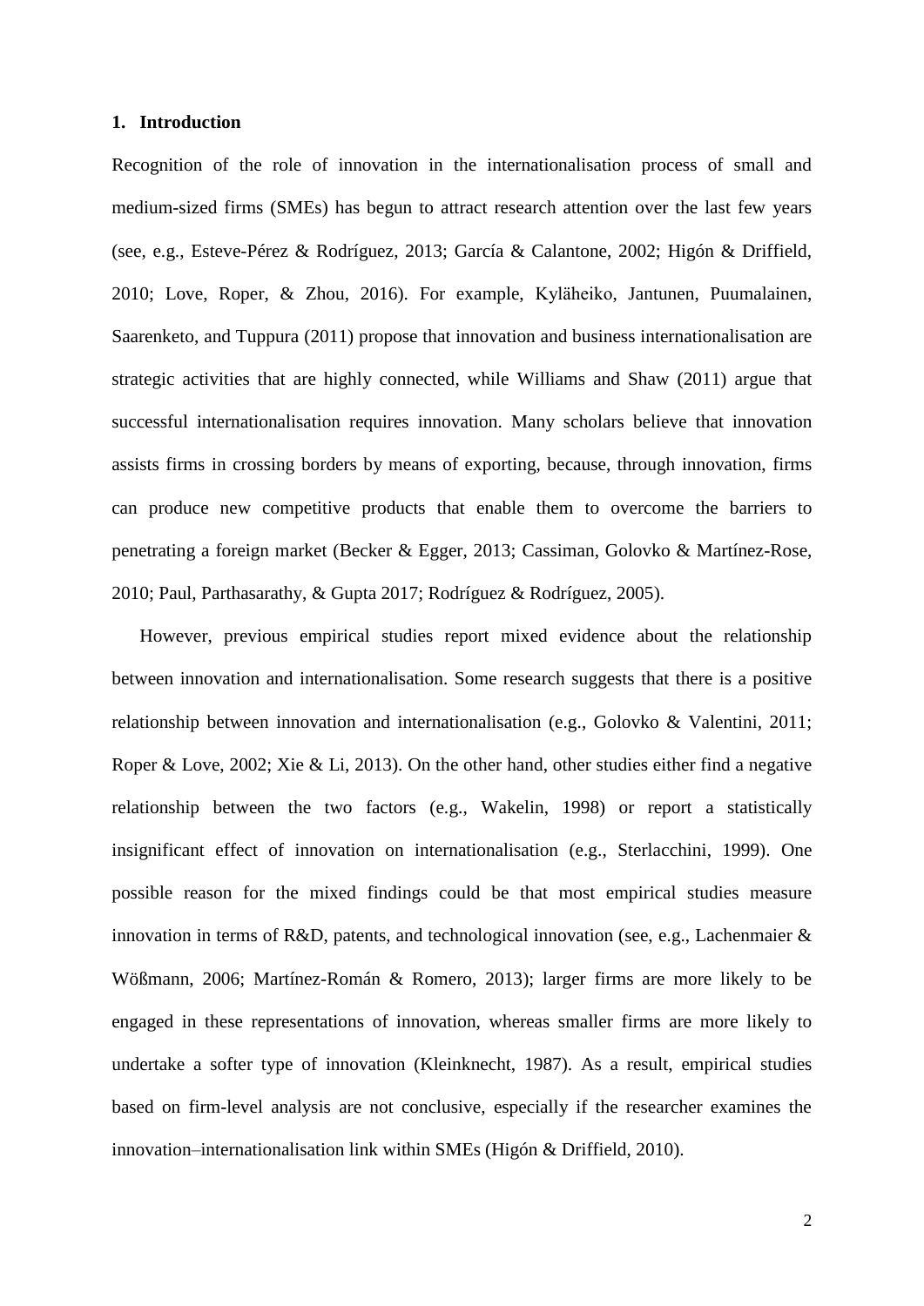## 1. Introduction

Recognition of the role of innovation in the internationalisation process of small and medium-sized firms (SMEs) has begun to attract research attention over the last few years (see, e.g., Esteve-Pérez & Rodríguez, 2013; García & Calantone, 2002; Higón & Driffield, 2010; Love, Roper, & Zhou, 2016). For example, Kyläheiko, Jantunen, Puumalainen, Saarenketo, and Tuppura (2011) propose that innovation and business internationalisation are strategic activities that are highly connected, while Williams and Shaw (2011) argue that successful internationalisation requires innovation. Many scholars believe that innovation assists firms in crossing borders by means of exporting, because, through innovation, firms can produce new competitive products that enable them to overcome the barriers to penetrating a foreign market (Becker & Egger, 2013; Cassiman, Golovko & Martínez-Rose, 2010; Paul, Parthasarathy, & Gupta 2017; Rodríguez & Rodríguez, 2005).

However, previous empirical studies report mixed evidence about the relationship between innovation and internationalisation. Some research suggests that there is a positive relationship between innovation and internationalisation (e.g., Golovko & Valentini, 2011; Roper & Love, 2002; Xie & Li, 2013). On the other hand, other studies either find a negative relationship between the two factors (e.g., Wakelin, 1998) or report a statistically insignificant effect of innovation on internationalisation (e.g., Sterlacchini, 1999). One possible reason for the mixed findings could be that most empirical studies measure innovation in terms of R&D, patents, and technological innovation (see, e.g., Lachenmaier & Wößmann, 2006; Martínez-Román & Romero, 2013); larger firms are more likely to be engaged in these representations of innovation, whereas smaller firms are more likely to undertake a softer type of innovation (Kleinknecht, 1987). As a result, empirical studies based on firm-level analysis are not conclusive, especially if the researcher examines the innovation–internationalisation link within SMEs (Higón & Driffield, 2010).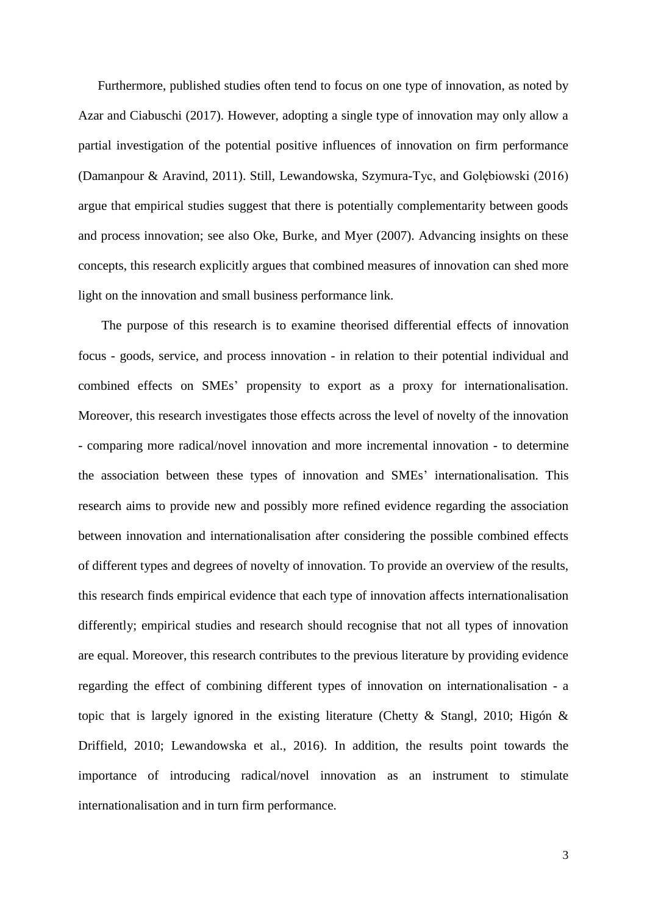Furthermore, published studies often tend to focus on one type of innovation, as noted by Azar and Ciabuschi (2017). However, adopting a single type of innovation may only allow a partial investigation of the potential positive influences of innovation on firm performance (Damanpour & Aravind, 2011). Still, Lewandowska, Szymura-Tyc, and Gołębiowski (2016) argue that empirical studies suggest that there is potentially complementarity between goods and process innovation; see also Oke, Burke, and Myer (2007). Advancing insights on these concepts, this research explicitly argues that combined measures of innovation can shed more light on the innovation and small business performance link.

The purpose of this research is to examine theorised differential effects of innovation focus - goods, service, and process innovation - in relation to their potential individual and combined effects on SMEs' propensity to export as a proxy for internationalisation. Moreover, this research investigates those effects across the level of novelty of the innovation - comparing more radical/novel innovation and more incremental innovation - to determine the association between these types of innovation and SMEs' internationalisation. This research aims to provide new and possibly more refined evidence regarding the association between innovation and internationalisation after considering the possible combined effects of different types and degrees of novelty of innovation. To provide an overview of the results, this research finds empirical evidence that each type of innovation affects internationalisation differently; empirical studies and research should recognise that not all types of innovation are equal. Moreover, this research contributes to the previous literature by providing evidence regarding the effect of combining different types of innovation on internationalisation - a topic that is largely ignored in the existing literature (Chetty & Stangl, 2010; Higón & Driffield, 2010; Lewandowska et al., 2016). In addition, the results point towards the importance of introducing radical/novel innovation as an instrument to stimulate internationalisation and in turn firm performance.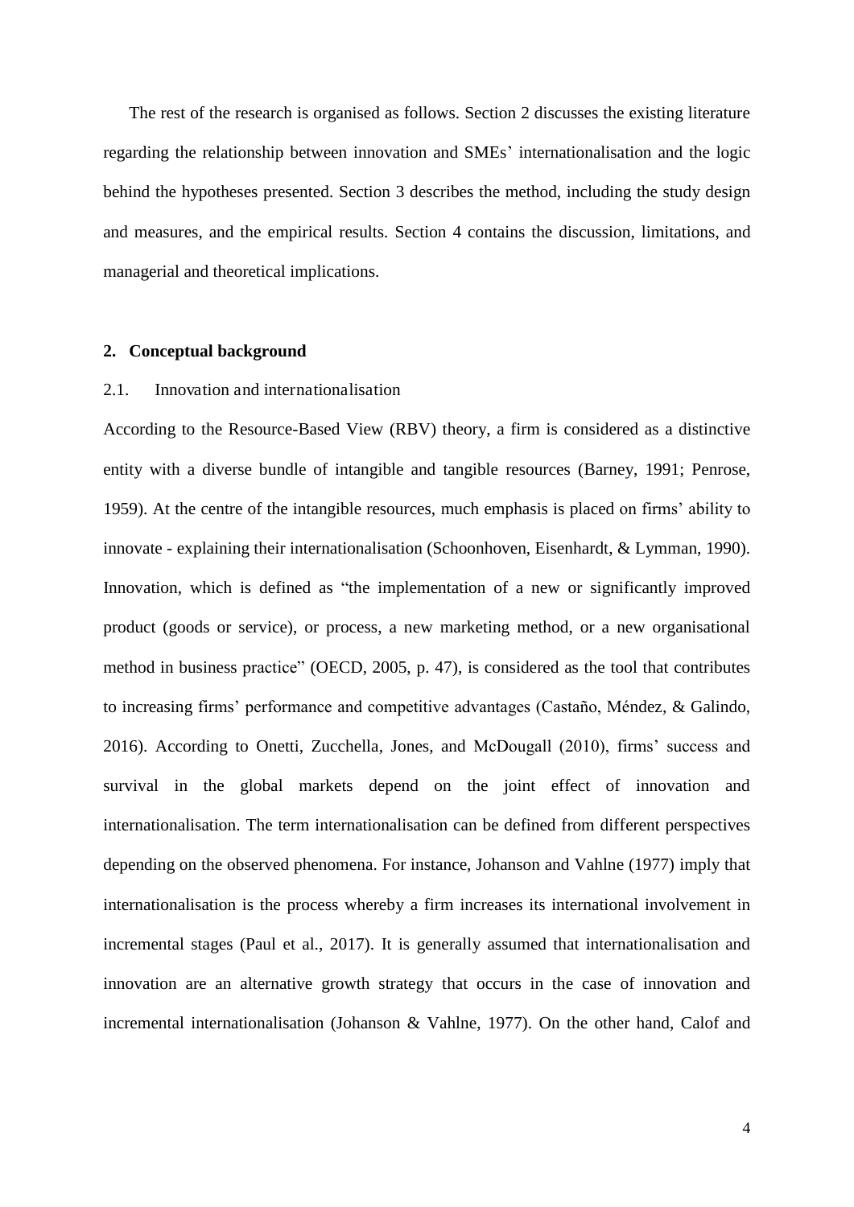The rest of the research is organised as follows. Section 2 discusses the existing literature regarding the relationship between innovation and SMEs' internationalisation and the logic behind the hypotheses presented. Section 3 describes the method, including the study design and measures, and the empirical results. Section 4 contains the discussion, limitations, and managerial and theoretical implications.

## 2. Conceptual background

### 2.1. Innovation and internationalisation

According to the Resource-Based View (RBV) theory, a firm is considered as a distinctive entity with a diverse bundle of intangible and tangible resources (Barney, 1991; Penrose, 1959). At the centre of the intangible resources, much emphasis is placed on firms' ability to innovate - explaining their internationalisation (Schoonhoven, Eisenhardt, & Lymman, 1990). Innovation, which is defined as "the implementation of a new or significantly improved product (goods or service), or process, a new marketing method, or a new organisational method in business practice" (OECD, 2005, p. 47), is considered as the tool that contributes to increasing firms' performance and competitive advantages (Castaño, Méndez, & Galindo, 2016). According to Onetti, Zucchella, Jones, and McDougall (2010), firms' success and survival in the global markets depend on the joint effect of innovation and internationalisation. The term internationalisation can be defined from different perspectives depending on the observed phenomena. For instance, Johanson and Vahlne (1977) imply that internationalisation is the process whereby a firm increases its international involvement in incremental stages (Paul et al., 2017). It is generally assumed that internationalisation and innovation are an alternative growth strategy that occurs in the case of innovation and incremental internationalisation (Johanson & Vahlne, 1977). On the other hand, Calof and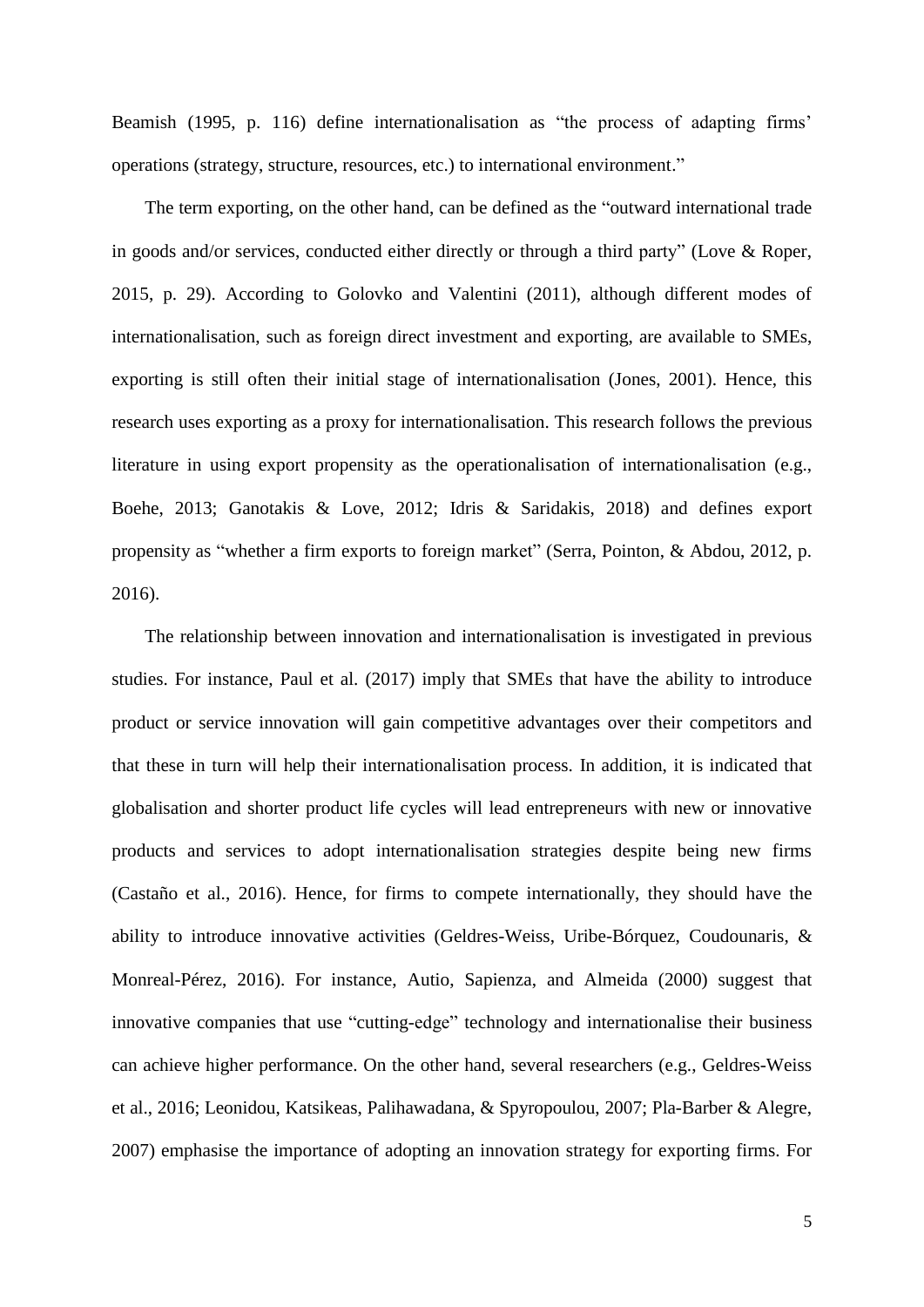Beamish (1995, p. 116) define internationalisation as "the process of adapting firms' operations (strategy, structure, resources, etc.) to international environment."

The term exporting, on the other hand, can be defined as the "outward international trade in goods and/or services, conducted either directly or through a third party" (Love & Roper, 2015, p. 29). According to Golovko and Valentini (2011), although different modes of internationalisation, such as foreign direct investment and exporting, are available to SMEs, exporting is still often their initial stage of internationalisation (Jones, 2001). Hence, this research uses exporting as a proxy for internationalisation. This research follows the previous literature in using export propensity as the operationalisation of internationalisation (e.g., Boehe, 2013; Ganotakis & Love, 2012; Idris & Saridakis, 2018) and defines export propensity as "whether a firm exports to foreign market" (Serra, Pointon, & Abdou, 2012, p. 2016).

The relationship between innovation and internationalisation is investigated in previous studies. For instance, Paul et al. (2017) imply that SMEs that have the ability to introduce product or service innovation will gain competitive advantages over their competitors and that these in turn will help their internationalisation process. In addition, it is indicated that globalisation and shorter product life cycles will lead entrepreneurs with new or innovative products and services to adopt internationalisation strategies despite being new firms (Castaño et al., 2016). Hence, for firms to compete internationally, they should have the ability to introduce innovative activities (Geldres-Weiss, Uribe-Bórquez, Coudounaris, & Monreal-Pérez, 2016). For instance, Autio, Sapienza, and Almeida (2000) suggest that innovative companies that use "cutting-edge" technology and internationalise their business can achieve higher performance. On the other hand, several researchers (e.g., Geldres-Weiss et al., 2016; Leonidou, Katsikeas, Palihawadana, & Spyropoulou, 2007; Pla-Barber & Alegre, 2007) emphasise the importance of adopting an innovation strategy for exporting firms. For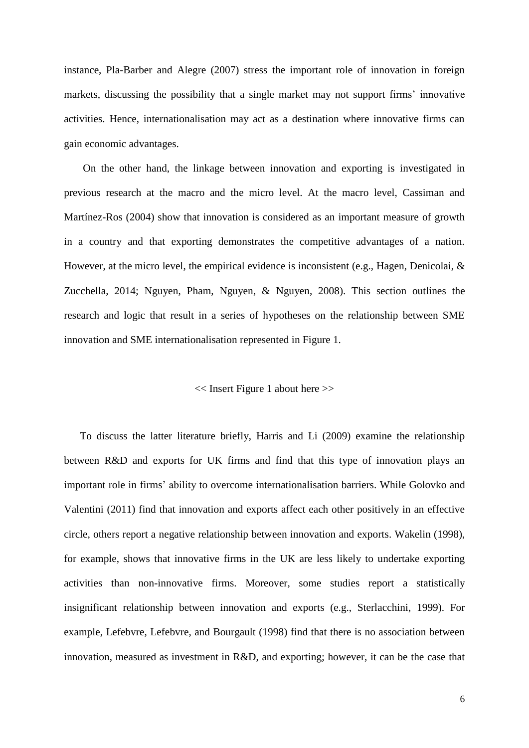instance, Pla-Barber and Alegre (2007) stress the important role of innovation in foreign markets, discussing the possibility that a single market may not support firms' innovative activities. Hence, internationalisation may act as a destination where innovative firms can gain economic advantages.

On the other hand, the linkage between innovation and exporting is investigated in previous research at the macro and the micro level. At the macro level, Cassiman and Martínez-Ros (2004) show that innovation is considered as an important measure of growth in a country and that exporting demonstrates the competitive advantages of a nation. However, at the micro level, the empirical evidence is inconsistent (e.g., Hagen, Denicolai, & Zucchella, 2014; Nguyen, Pham, Nguyen, & Nguyen, 2008). This section outlines the research and logic that result in a series of hypotheses on the relationship between SME innovation and SME internationalisation represented in Figure 1.

<< Insert Figure 1 about here >>

To discuss the latter literature briefly, Harris and Li (2009) examine the relationship between R&D and exports for UK firms and find that this type of innovation plays an important role in firms' ability to overcome internationalisation barriers. While Golovko and Valentini (2011) find that innovation and exports affect each other positively in an effective circle, others report a negative relationship between innovation and exports. Wakelin (1998), for example, shows that innovative firms in the UK are less likely to undertake exporting activities than non-innovative firms. Moreover, some studies report a statistically insignificant relationship between innovation and exports (e.g., Sterlacchini, 1999). For example, Lefebvre, Lefebvre, and Bourgault (1998) find that there is no association between innovation, measured as investment in R&D, and exporting; however, it can be the case that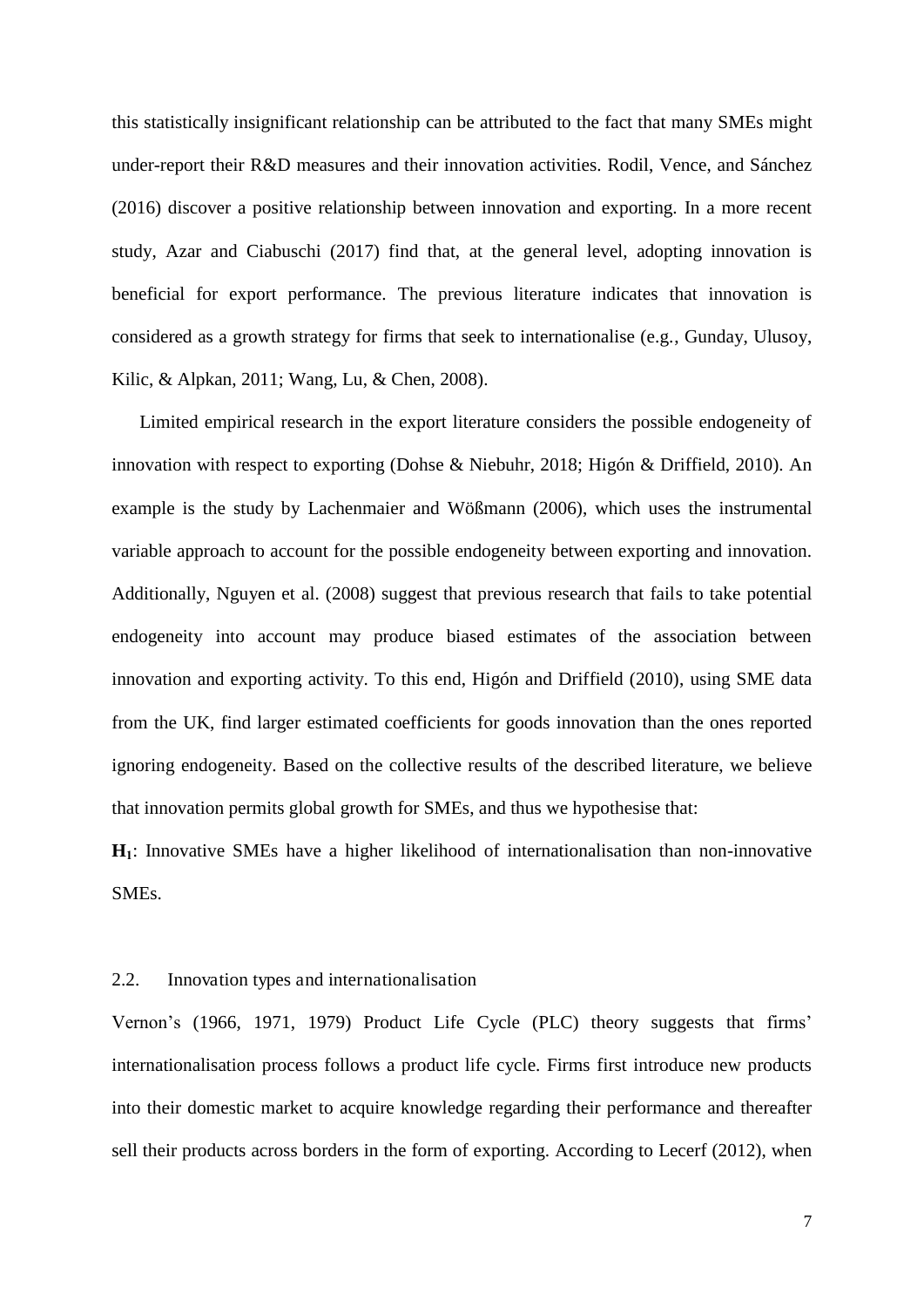this statistically insignificant relationship can be attributed to the fact that many SMEs might under-report their R&D measures and their innovation activities. Rodil, Vence, and Sánchez (2016) discover a positive relationship between innovation and exporting. In a more recent study, Azar and Ciabuschi (2017) find that, at the general level, adopting innovation is beneficial for export performance. The previous literature indicates that innovation is considered as a growth strategy for firms that seek to internationalise (e.g., Gunday, Ulusoy, Kilic, & Alpkan, 2011; Wang, Lu, & Chen, 2008).

Limited empirical research in the export literature considers the possible endogeneity of innovation with respect to exporting (Dohse & Niebuhr, 2018; Higón & Driffield, 2010). An example is the study by Lachenmaier and Wößmann (2006), which uses the instrumental variable approach to account for the possible endogeneity between exporting and innovation. Additionally, Nguyen et al. (2008) suggest that previous research that fails to take potential endogeneity into account may produce biased estimates of the association between innovation and exporting activity. To this end, Higón and Driffield (2010), using SME data from the UK, find larger estimated coefficients for goods innovation than the ones reported ignoring endogeneity. Based on the collective results of the described literature, we believe that innovation permits global growth for SMEs, and thus we hypothesise that:

**$H_1$**: Innovative SMEs have a higher likelihood of internationalisation than non-innovative SMEs.

## 2.2. Innovation types and internationalisation

Vernon's (1966, 1971, 1979) Product Life Cycle (PLC) theory suggests that firms' internationalisation process follows a product life cycle. Firms first introduce new products into their domestic market to acquire knowledge regarding their performance and thereafter sell their products across borders in the form of exporting. According to Lecerf (2012), when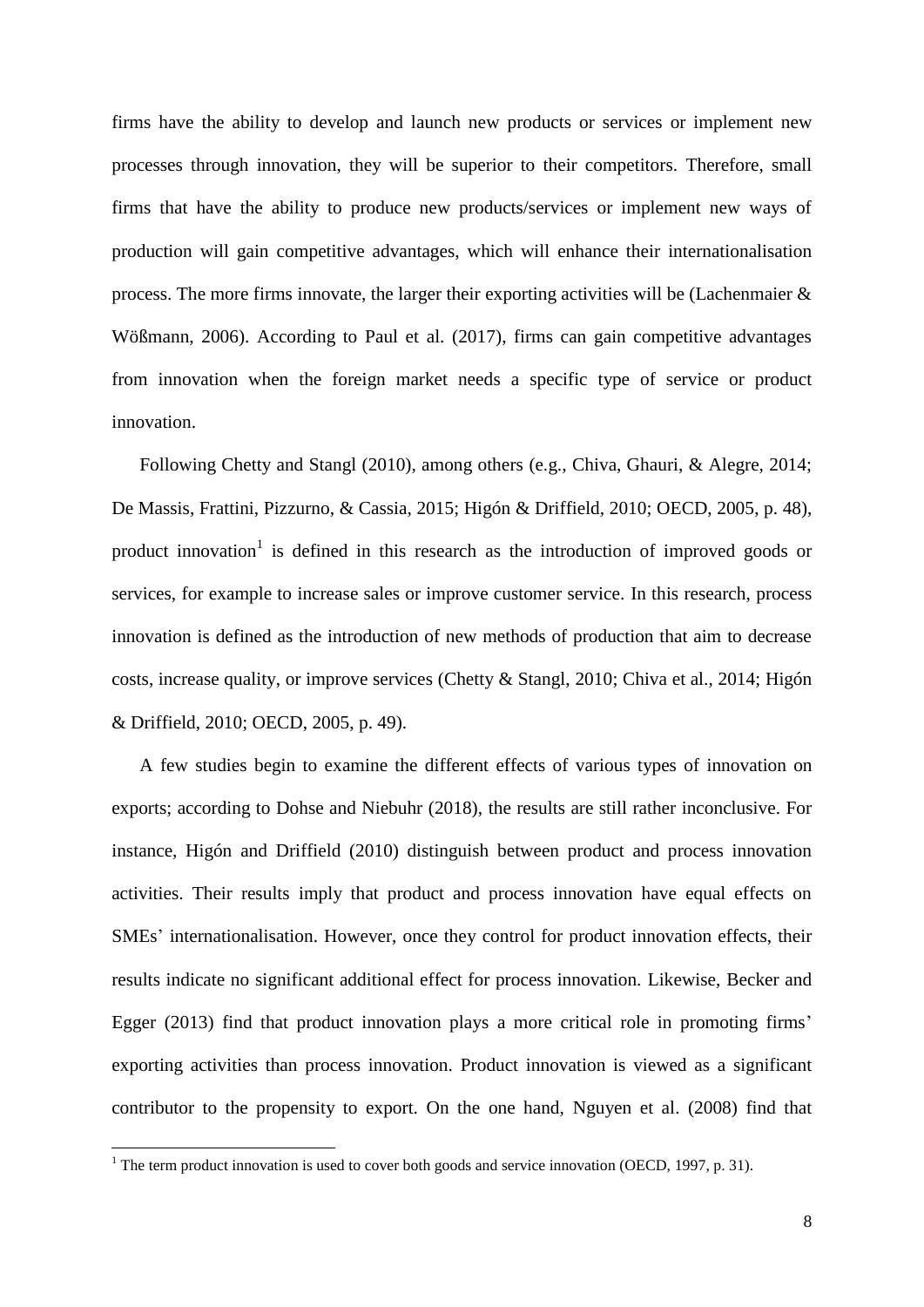firms have the ability to develop and launch new products or services or implement new processes through innovation, they will be superior to their competitors. Therefore, small firms that have the ability to produce new products/services or implement new ways of production will gain competitive advantages, which will enhance their internationalisation process. The more firms innovate, the larger their exporting activities will be (Lachenmaier & Wößmann, 2006). According to Paul et al. (2017), firms can gain competitive advantages from innovation when the foreign market needs a specific type of service or product innovation.

Following Chetty and Stangl (2010), among others (e.g., Chiva, Ghauri, & Alegre, 2014; De Massis, Frattini, Pizzurno, & Cassia, 2015; Higón & Driffield, 2010; OECD, 2005, p. 48), product innovation[1] is defined in this research as the introduction of improved goods or services, for example to increase sales or improve customer service. In this research, process innovation is defined as the introduction of new methods of production that aim to decrease costs, increase quality, or improve services (Chetty & Stangl, 2010; Chiva et al., 2014; Higón & Driffield, 2010; OECD, 2005, p. 49).

A few studies begin to examine the different effects of various types of innovation on exports; according to Dohse and Niebuhr (2018), the results are still rather inconclusive. For instance, Higón and Driffield (2010) distinguish between product and process innovation activities. Their results imply that product and process innovation have equal effects on SMEs' internationalisation. However, once they control for product innovation effects, their results indicate no significant additional effect for process innovation. Likewise, Becker and Egger (2013) find that product innovation plays a more critical role in promoting firms' exporting activities than process innovation. Product innovation is viewed as a significant contributor to the propensity to export. On the one hand, Nguyen et al. (2008) find that

[1] The term product innovation is used to cover both goods and service innovation (OECD, 1997, p. 31).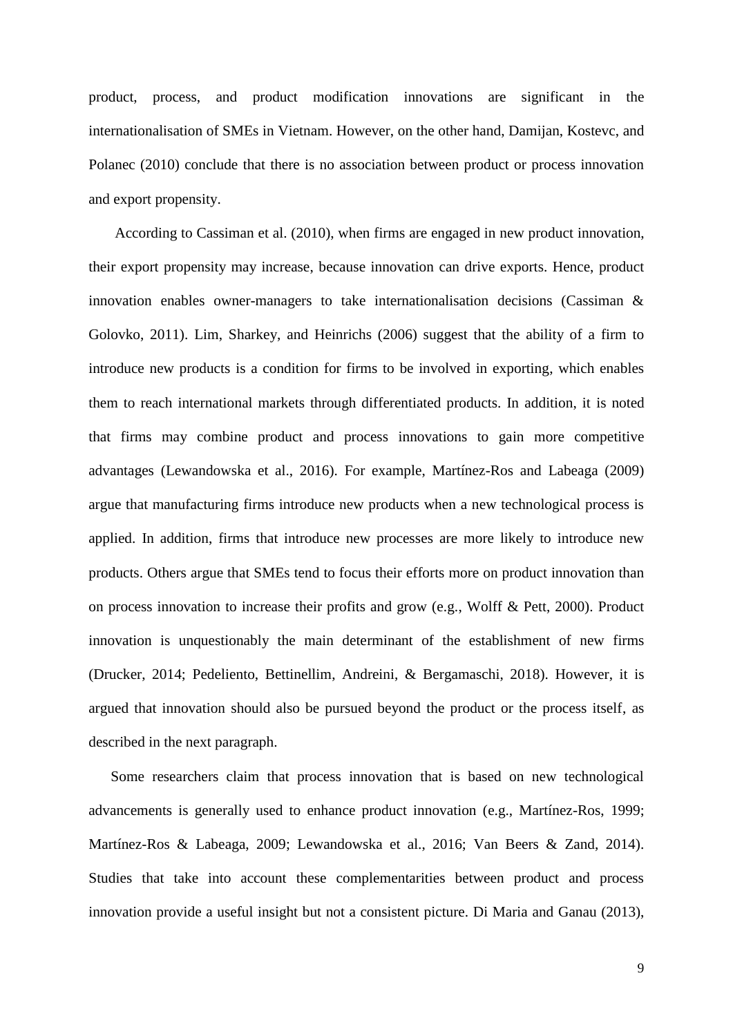product, process, and product modification innovations are significant in the internationalisation of SMEs in Vietnam. However, on the other hand, Damijan, Kostevc, and Polanec (2010) conclude that there is no association between product or process innovation and export propensity.

According to Cassiman et al. (2010), when firms are engaged in new product innovation, their export propensity may increase, because innovation can drive exports. Hence, product innovation enables owner-managers to take internationalisation decisions (Cassiman & Golovko, 2011). Lim, Sharkey, and Heinrichs (2006) suggest that the ability of a firm to introduce new products is a condition for firms to be involved in exporting, which enables them to reach international markets through differentiated products. In addition, it is noted that firms may combine product and process innovations to gain more competitive advantages (Lewandowska et al., 2016). For example, Martínez-Ros and Labeaga (2009) argue that manufacturing firms introduce new products when a new technological process is applied. In addition, firms that introduce new processes are more likely to introduce new products. Others argue that SMEs tend to focus their efforts more on product innovation than on process innovation to increase their profits and grow (e.g., Wolff & Pett, 2000). Product innovation is unquestionably the main determinant of the establishment of new firms (Drucker, 2014; Pedeliento, Bettinellim, Andreini, & Bergamaschi, 2018). However, it is argued that innovation should also be pursued beyond the product or the process itself, as described in the next paragraph.

Some researchers claim that process innovation that is based on new technological advancements is generally used to enhance product innovation (e.g., Martínez-Ros, 1999; Martínez-Ros & Labeaga, 2009; Lewandowska et al., 2016; Van Beers & Zand, 2014). Studies that take into account these complementarities between product and process innovation provide a useful insight but not a consistent picture. Di Maria and Ganau (2013),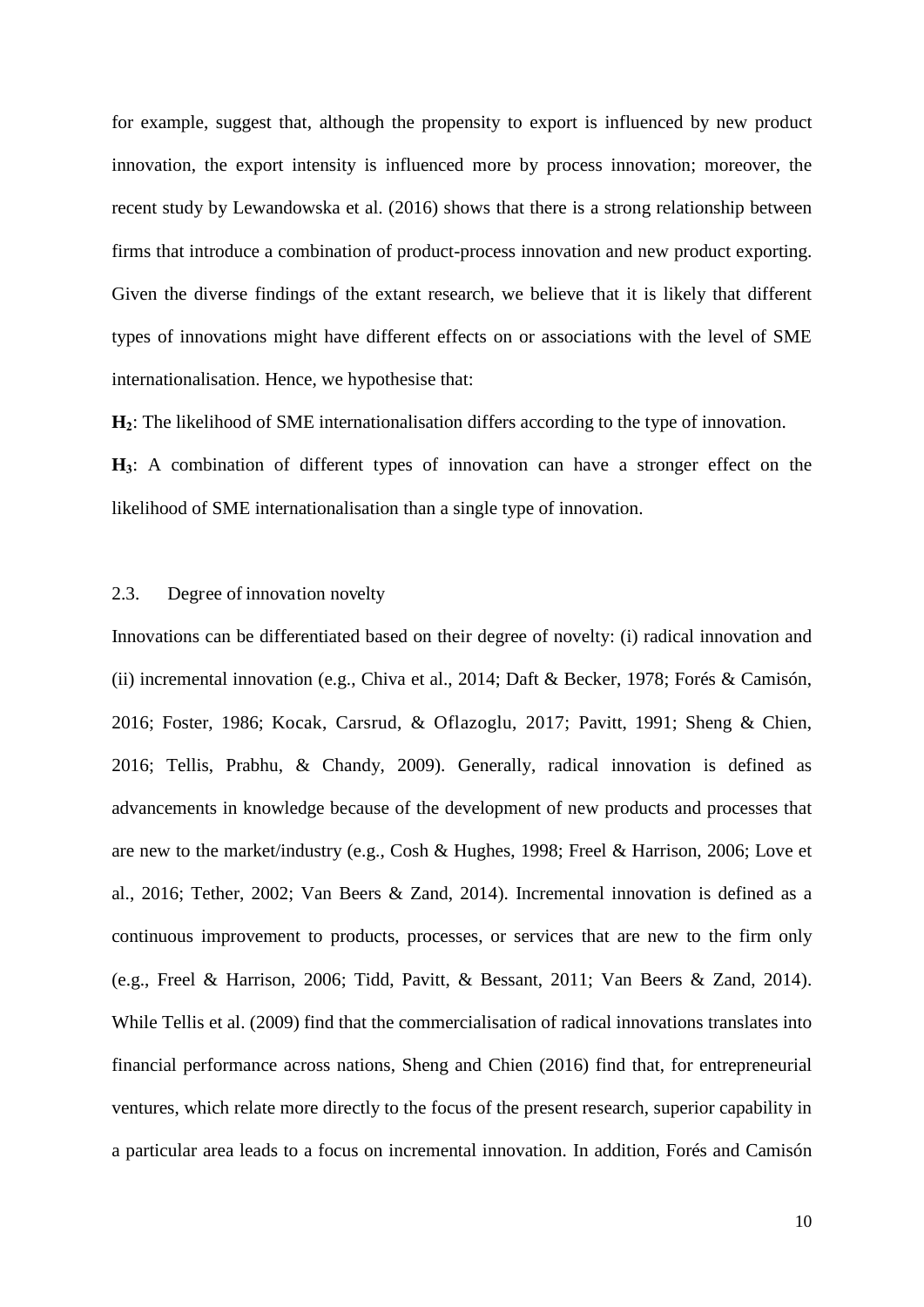for example, suggest that, although the propensity to export is influenced by new product innovation, the export intensity is influenced more by process innovation; moreover, the recent study by Lewandowska et al. (2016) shows that there is a strong relationship between firms that introduce a combination of product-process innovation and new product exporting. Given the diverse findings of the extant research, we believe that it is likely that different types of innovations might have different effects on or associations with the level of SME internationalisation. Hence, we hypothesise that:

**$H_2$**: The likelihood of SME internationalisation differs according to the type of innovation.

**$H_3$**: A combination of different types of innovation can have a stronger effect on the likelihood of SME internationalisation than a single type of innovation.

### 2.3. Degree of innovation novelty

Innovations can be differentiated based on their degree of novelty: (i) radical innovation and (ii) incremental innovation (e.g., Chiva et al., 2014; Daft & Becker, 1978; Forés & Camisón, 2016; Foster, 1986; Kocak, Carsrud, & Oflazoglu, 2017; Pavitt, 1991; Sheng & Chien, 2016; Tellis, Prabhu, & Chandy, 2009). Generally, radical innovation is defined as advancements in knowledge because of the development of new products and processes that are new to the market/industry (e.g., Cosh & Hughes, 1998; Freel & Harrison, 2006; Love et al., 2016; Tether, 2002; Van Beers & Zand, 2014). Incremental innovation is defined as a continuous improvement to products, processes, or services that are new to the firm only (e.g., Freel & Harrison, 2006; Tidd, Pavitt, & Bessant, 2011; Van Beers & Zand, 2014). While Tellis et al. (2009) find that the commercialisation of radical innovations translates into financial performance across nations, Sheng and Chien (2016) find that, for entrepreneurial ventures, which relate more directly to the focus of the present research, superior capability in a particular area leads to a focus on incremental innovation. In addition, Forés and Camisón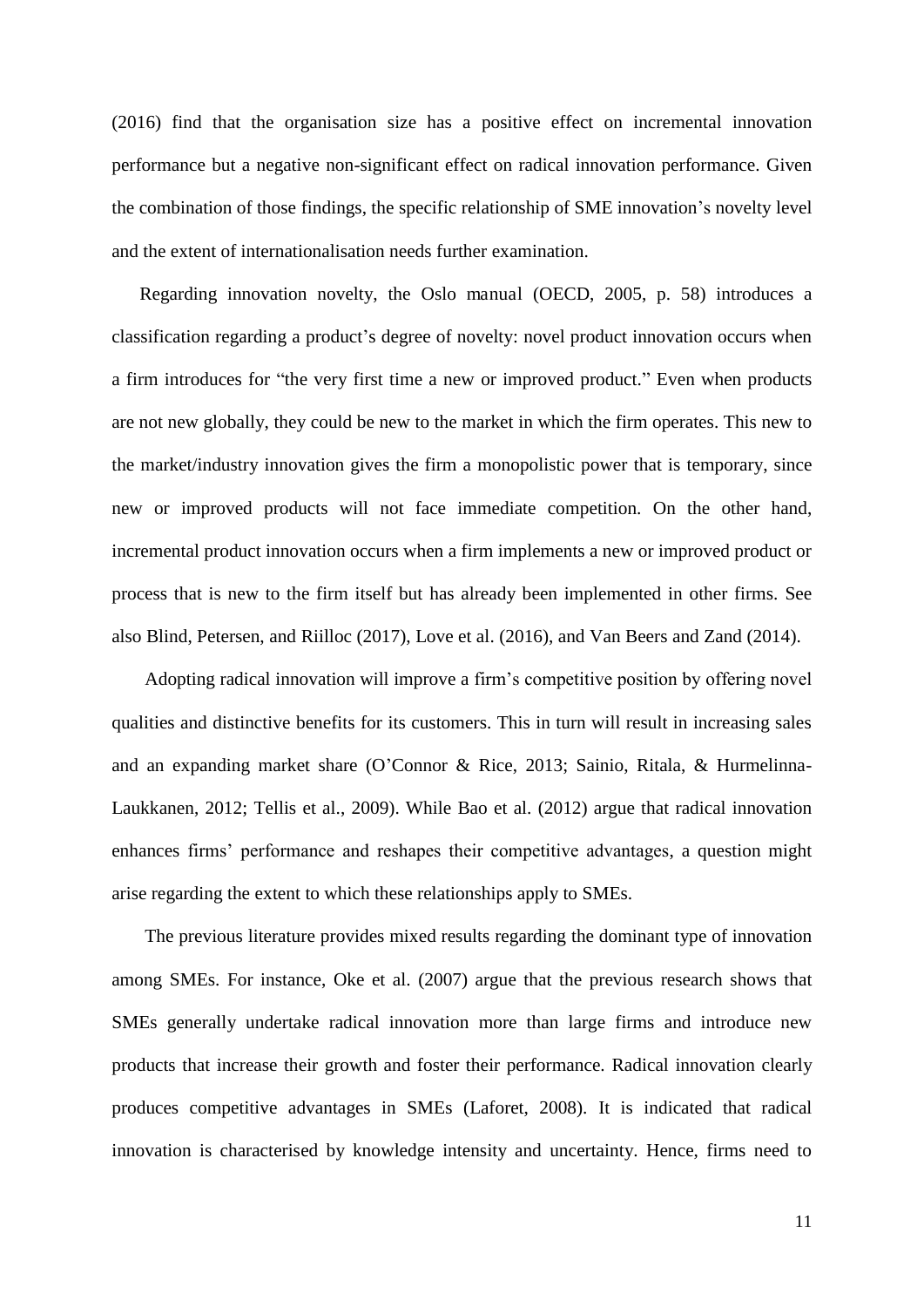(2016) find that the organisation size has a positive effect on incremental innovation performance but a negative non-significant effect on radical innovation performance. Given the combination of those findings, the specific relationship of SME innovation's novelty level and the extent of internationalisation needs further examination.

Regarding innovation novelty, the Oslo manual (OECD, 2005, p. 58) introduces a classification regarding a product's degree of novelty: novel product innovation occurs when a firm introduces for "the very first time a new or improved product." Even when products are not new globally, they could be new to the market in which the firm operates. This new to the market/industry innovation gives the firm a monopolistic power that is temporary, since new or improved products will not face immediate competition. On the other hand, incremental product innovation occurs when a firm implements a new or improved product or process that is new to the firm itself but has already been implemented in other firms. See also Blind, Petersen, and Riilloc (2017), Love et al. (2016), and Van Beers and Zand (2014).

Adopting radical innovation will improve a firm's competitive position by offering novel qualities and distinctive benefits for its customers. This in turn will result in increasing sales and an expanding market share (O'Connor & Rice, 2013; Sainio, Ritala, & Hurmelinna-Laukkanen, 2012; Tellis et al., 2009). While Bao et al. (2012) argue that radical innovation enhances firms' performance and reshapes their competitive advantages, a question might arise regarding the extent to which these relationships apply to SMEs.

The previous literature provides mixed results regarding the dominant type of innovation among SMEs. For instance, Oke et al. (2007) argue that the previous research shows that SMEs generally undertake radical innovation more than large firms and introduce new products that increase their growth and foster their performance. Radical innovation clearly produces competitive advantages in SMEs (Laforet, 2008). It is indicated that radical innovation is characterised by knowledge intensity and uncertainty. Hence, firms need to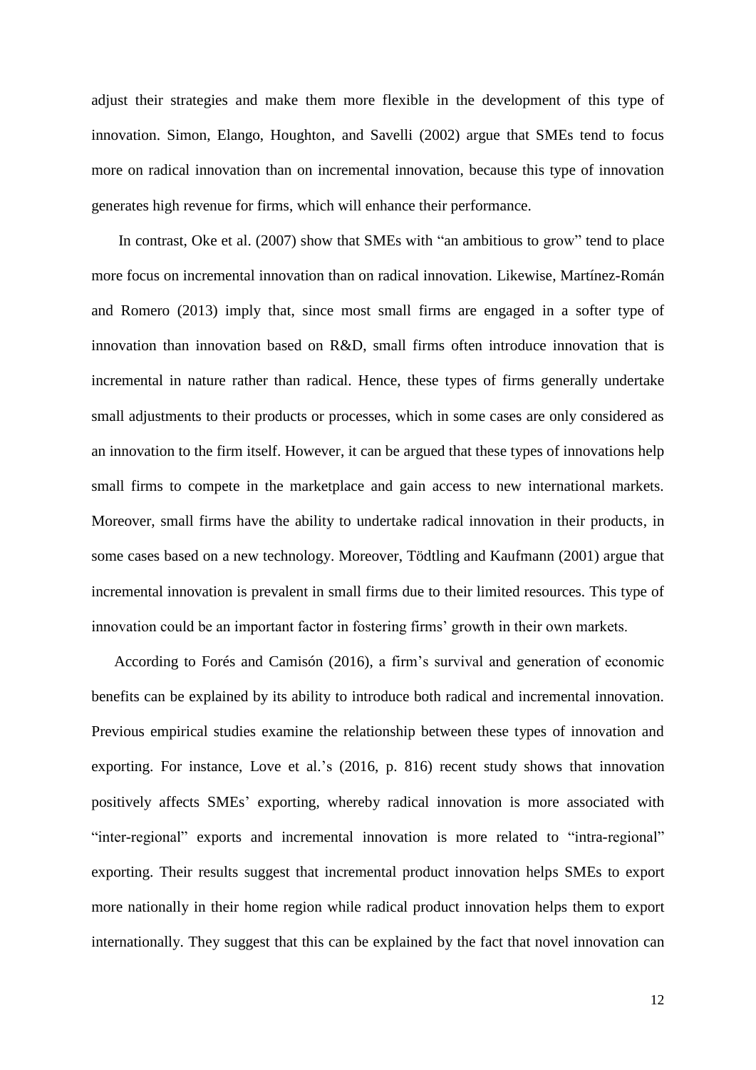adjust their strategies and make them more flexible in the development of this type of innovation. Simon, Elango, Houghton, and Savelli (2002) argue that SMEs tend to focus more on radical innovation than on incremental innovation, because this type of innovation generates high revenue for firms, which will enhance their performance.

In contrast, Oke et al. (2007) show that SMEs with "an ambitious to grow" tend to place more focus on incremental innovation than on radical innovation. Likewise, Martínez-Román and Romero (2013) imply that, since most small firms are engaged in a softer type of innovation than innovation based on R&D, small firms often introduce innovation that is incremental in nature rather than radical. Hence, these types of firms generally undertake small adjustments to their products or processes, which in some cases are only considered as an innovation to the firm itself. However, it can be argued that these types of innovations help small firms to compete in the marketplace and gain access to new international markets. Moreover, small firms have the ability to undertake radical innovation in their products, in some cases based on a new technology. Moreover, Tödtling and Kaufmann (2001) argue that incremental innovation is prevalent in small firms due to their limited resources. This type of innovation could be an important factor in fostering firms' growth in their own markets.

According to Forés and Camisón (2016), a firm's survival and generation of economic benefits can be explained by its ability to introduce both radical and incremental innovation. Previous empirical studies examine the relationship between these types of innovation and exporting. For instance, Love et al.'s (2016, p. 816) recent study shows that innovation positively affects SMEs' exporting, whereby radical innovation is more associated with "inter-regional" exports and incremental innovation is more related to "intra-regional" exporting. Their results suggest that incremental product innovation helps SMEs to export more nationally in their home region while radical product innovation helps them to export internationally. They suggest that this can be explained by the fact that novel innovation can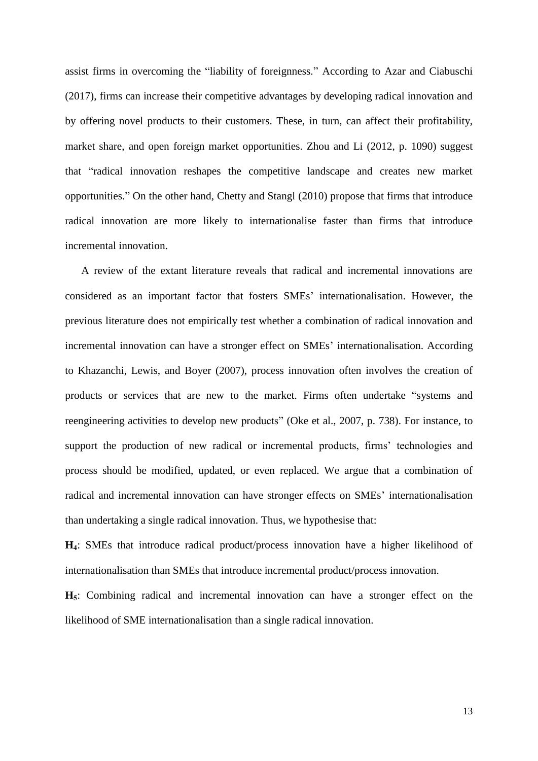assist firms in overcoming the "liability of foreignness." According to Azar and Ciabuschi (2017), firms can increase their competitive advantages by developing radical innovation and by offering novel products to their customers. These, in turn, can affect their profitability, market share, and open foreign market opportunities. Zhou and Li (2012, p. 1090) suggest that "radical innovation reshapes the competitive landscape and creates new market opportunities." On the other hand, Chetty and Stangl (2010) propose that firms that introduce radical innovation are more likely to internationalise faster than firms that introduce incremental innovation.

A review of the extant literature reveals that radical and incremental innovations are considered as an important factor that fosters SMEs' internationalisation. However, the previous literature does not empirically test whether a combination of radical innovation and incremental innovation can have a stronger effect on SMEs' internationalisation. According to Khazanchi, Lewis, and Boyer (2007), process innovation often involves the creation of products or services that are new to the market. Firms often undertake "systems and reengineering activities to develop new products" (Oke et al., 2007, p. 738). For instance, to support the production of new radical or incremental products, firms' technologies and process should be modified, updated, or even replaced. We argue that a combination of radical and incremental innovation can have stronger effects on SMEs' internationalisation than undertaking a single radical innovation. Thus, we hypothesise that:

**$H_4$**: SMEs that introduce radical product/process innovation have a higher likelihood of internationalisation than SMEs that introduce incremental product/process innovation.

**$H_5$**: Combining radical and incremental innovation can have a stronger effect on the likelihood of SME internationalisation than a single radical innovation.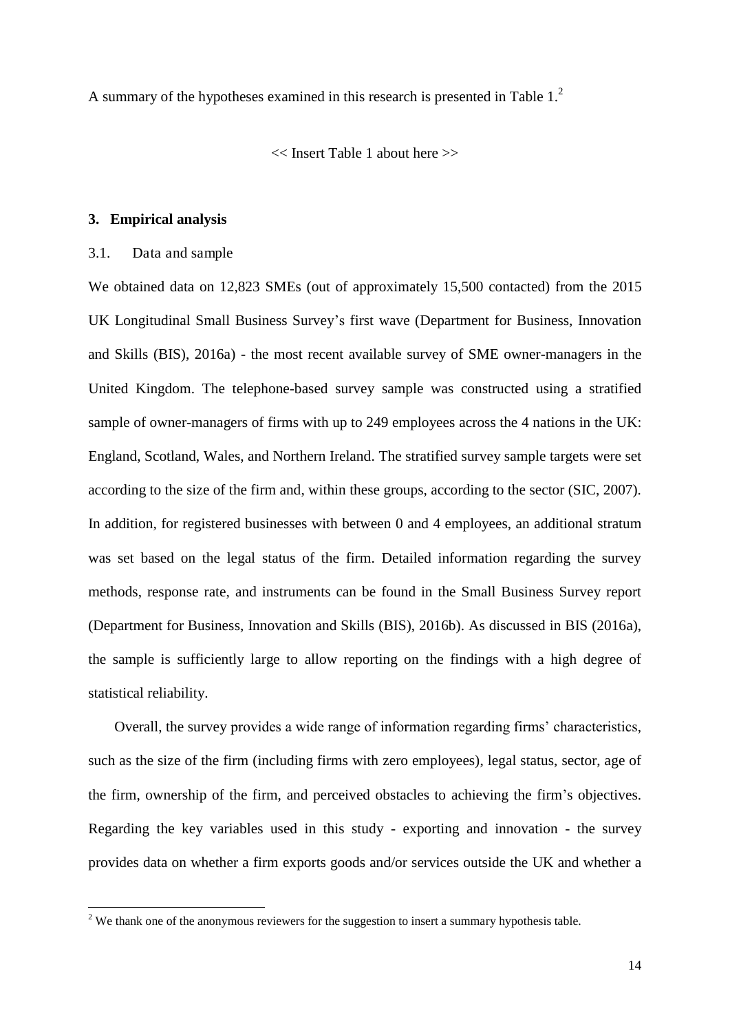A summary of the hypotheses examined in this research is presented in Table 1.[2]

<< Insert Table 1 about here >>

## 3. Empirical analysis

### 3.1. Data and sample

We obtained data on 12,823 SMEs (out of approximately 15,500 contacted) from the 2015 UK Longitudinal Small Business Survey's first wave (Department for Business, Innovation and Skills (BIS), 2016a) - the most recent available survey of SME owner-managers in the United Kingdom. The telephone-based survey sample was constructed using a stratified sample of owner-managers of firms with up to 249 employees across the 4 nations in the UK: England, Scotland, Wales, and Northern Ireland. The stratified survey sample targets were set according to the size of the firm and, within these groups, according to the sector (SIC, 2007). In addition, for registered businesses with between 0 and 4 employees, an additional stratum was set based on the legal status of the firm. Detailed information regarding the survey methods, response rate, and instruments can be found in the Small Business Survey report (Department for Business, Innovation and Skills (BIS), 2016b). As discussed in BIS (2016a), the sample is sufficiently large to allow reporting on the findings with a high degree of statistical reliability.

Overall, the survey provides a wide range of information regarding firms' characteristics, such as the size of the firm (including firms with zero employees), legal status, sector, age of the firm, ownership of the firm, and perceived obstacles to achieving the firm's objectives. Regarding the key variables used in this study - exporting and innovation - the survey provides data on whether a firm exports goods and/or services outside the UK and whether a

[2] We thank one of the anonymous reviewers for the suggestion to insert a summary hypothesis table.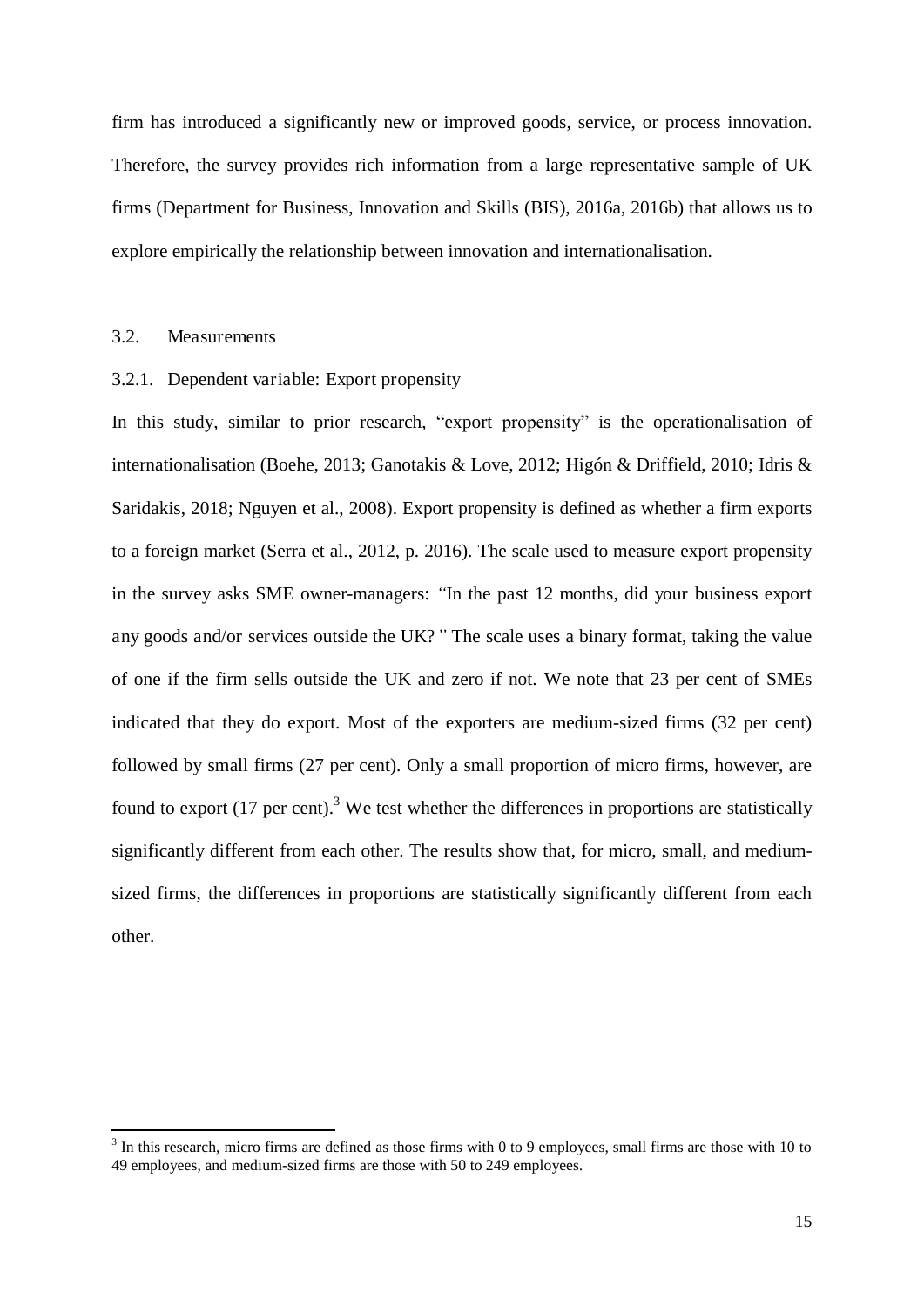firm has introduced a significantly new or improved goods, service, or process innovation. Therefore, the survey provides rich information from a large representative sample of UK firms (Department for Business, Innovation and Skills (BIS), 2016a, 2016b) that allows us to explore empirically the relationship between innovation and internationalisation.

### 3.2. Measurements

#### 3.2.1. Dependent variable: Export propensity

In this study, similar to prior research, "export propensity" is the operationalisation of internationalisation (Boehe, 2013; Ganotakis & Love, 2012; Higón & Driffield, 2010; Idris & Saridakis, 2018; Nguyen et al., 2008). Export propensity is defined as whether a firm exports to a foreign market (Serra et al., 2012, p. 2016). The scale used to measure export propensity in the survey asks SME owner-managers: *"In the past 12 months, did your business export any goods and/or services outside the UK?"* The scale uses a binary format, taking the value of one if the firm sells outside the UK and zero if not. We note that 23 per cent of SMEs indicated that they do export. Most of the exporters are medium-sized firms (32 per cent) followed by small firms (27 per cent). Only a small proportion of micro firms, however, are found to export (17 per cent).[3] We test whether the differences in proportions are statistically significantly different from each other. The results show that, for micro, small, and medium-sized firms, the differences in proportions are statistically significantly different from each other.

[3] In this research, micro firms are defined as those firms with 0 to 9 employees, small firms are those with 10 to 49 employees, and medium-sized firms are those with 50 to 249 employees.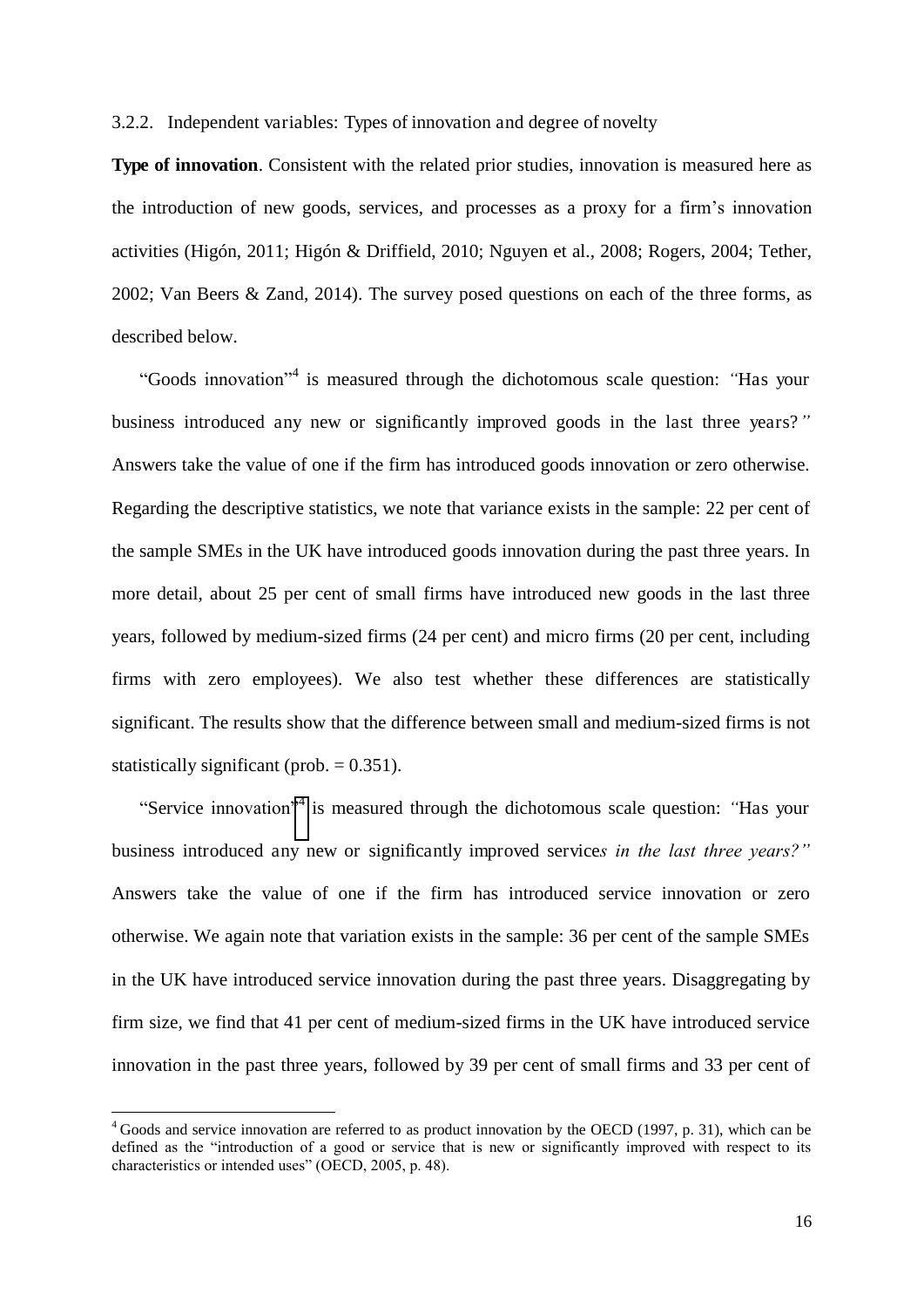### 3.2.2. Independent variables: Types of innovation and degree of novelty

**Type of innovation**. Consistent with the related prior studies, innovation is measured here as the introduction of new goods, services, and processes as a proxy for a firm's innovation activities (Higón, 2011; Higón & Driffield, 2010; Nguyen et al., 2008; Rogers, 2004; Tether, 2002; Van Beers & Zand, 2014). The survey posed questions on each of the three forms, as described below.

"Goods innovation"[4] is measured through the dichotomous scale question: *"Has your business introduced any new or significantly improved goods in the last three years?"* Answers take the value of one if the firm has introduced goods innovation or zero otherwise. Regarding the descriptive statistics, we note that variance exists in the sample: 22 per cent of the sample SMEs in the UK have introduced goods innovation during the past three years. In more detail, about 25 per cent of small firms have introduced new goods in the last three years, followed by medium-sized firms (24 per cent) and micro firms (20 per cent, including firms with zero employees). We also test whether these differences are statistically significant. The results show that the difference between small and medium-sized firms is not statistically significant (prob. = 0.351).

"Service innovation"[4] is measured through the dichotomous scale question: *"Has your business introduced any new or significantly improved services in the last three years?"* Answers take the value of one if the firm has introduced service innovation or zero otherwise. We again note that variation exists in the sample: 36 per cent of the sample SMEs in the UK have introduced service innovation during the past three years. Disaggregating by firm size, we find that 41 per cent of medium-sized firms in the UK have introduced service innovation in the past three years, followed by 39 per cent of small firms and 33 per cent of

---

[4] Goods and service innovation are referred to as product innovation by the OECD (1997, p. 31), which can be defined as the "introduction of a good or service that is new or significantly improved with respect to its characteristics or intended uses" (OECD, 2005, p. 48).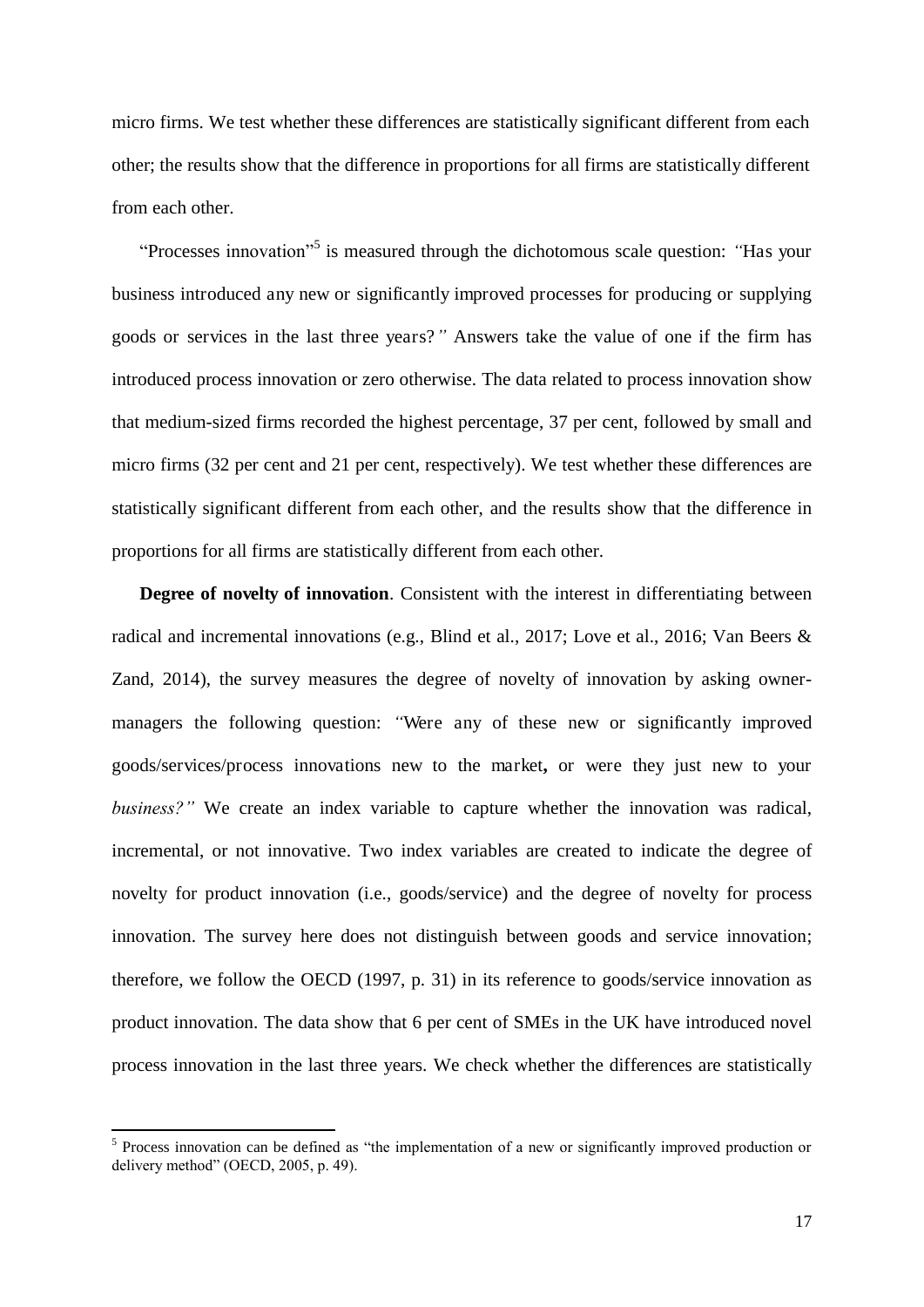micro firms. We test whether these differences are statistically significant different from each other; the results show that the difference in proportions for all firms are statistically different from each other.

"Processes innovation"[5] is measured through the dichotomous scale question: *"Has your business introduced any new or significantly improved processes for producing or supplying goods or services in the last three years?"* Answers take the value of one if the firm has introduced process innovation or zero otherwise. The data related to process innovation show that medium-sized firms recorded the highest percentage, 37 per cent, followed by small and micro firms (32 per cent and 21 per cent, respectively). We test whether these differences are statistically significant different from each other, and the results show that the difference in proportions for all firms are statistically different from each other.

**Degree of novelty of innovation**. Consistent with the interest in differentiating between radical and incremental innovations (e.g., Blind et al., 2017; Love et al., 2016; Van Beers & Zand, 2014), the survey measures the degree of novelty of innovation by asking owner-managers the following question: *"Were any of these new or significantly improved goods/services/process innovations new to the market, or were they just new to your business?"* We create an index variable to capture whether the innovation was radical, incremental, or not innovative. Two index variables are created to indicate the degree of novelty for product innovation (i.e., goods/service) and the degree of novelty for process innovation. The survey here does not distinguish between goods and service innovation; therefore, we follow the OECD (1997, p. 31) in its reference to goods/service innovation as product innovation. The data show that 6 per cent of SMEs in the UK have introduced novel process innovation in the last three years. We check whether the differences are statistically

[5] Process innovation can be defined as "the implementation of a new or significantly improved production or delivery method" (OECD, 2005, p. 49).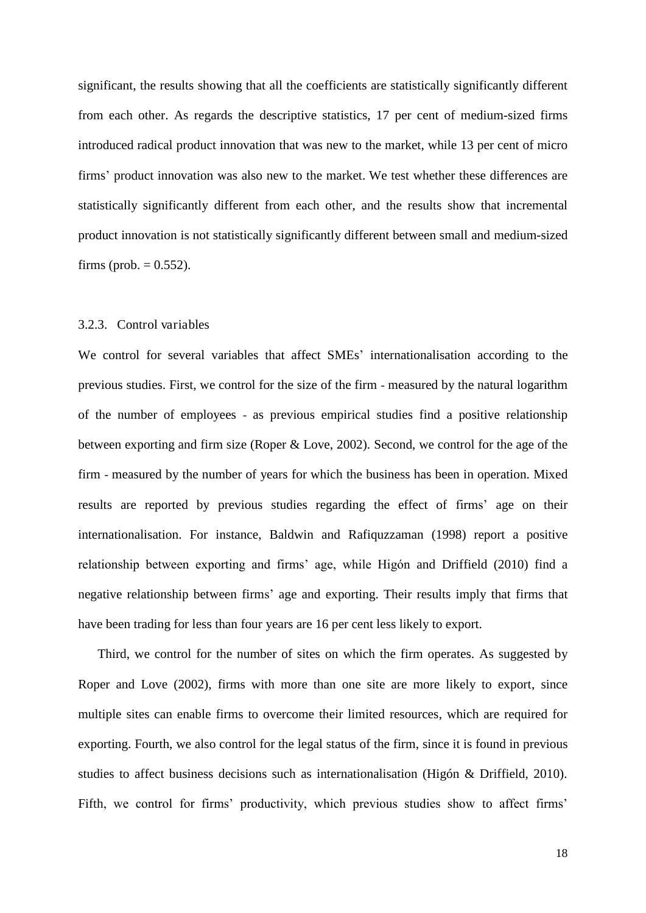significant, the results showing that all the coefficients are statistically significantly different from each other. As regards the descriptive statistics, 17 per cent of medium-sized firms introduced radical product innovation that was new to the market, while 13 per cent of micro firms' product innovation was also new to the market. We test whether these differences are statistically significantly different from each other, and the results show that incremental product innovation is not statistically significantly different between small and medium-sized firms (prob. = 0.552).

### 3.2.3. Control variables

We control for several variables that affect SMEs' internationalisation according to the previous studies. First, we control for the size of the firm - measured by the natural logarithm of the number of employees - as previous empirical studies find a positive relationship between exporting and firm size (Roper & Love, 2002). Second, we control for the age of the firm - measured by the number of years for which the business has been in operation. Mixed results are reported by previous studies regarding the effect of firms' age on their internationalisation. For instance, Baldwin and Rafiquzzaman (1998) report a positive relationship between exporting and firms' age, while Higón and Driffield (2010) find a negative relationship between firms' age and exporting. Their results imply that firms that have been trading for less than four years are 16 per cent less likely to export.

Third, we control for the number of sites on which the firm operates. As suggested by Roper and Love (2002), firms with more than one site are more likely to export, since multiple sites can enable firms to overcome their limited resources, which are required for exporting. Fourth, we also control for the legal status of the firm, since it is found in previous studies to affect business decisions such as internationalisation (Higón & Driffield, 2010). Fifth, we control for firms' productivity, which previous studies show to affect firms'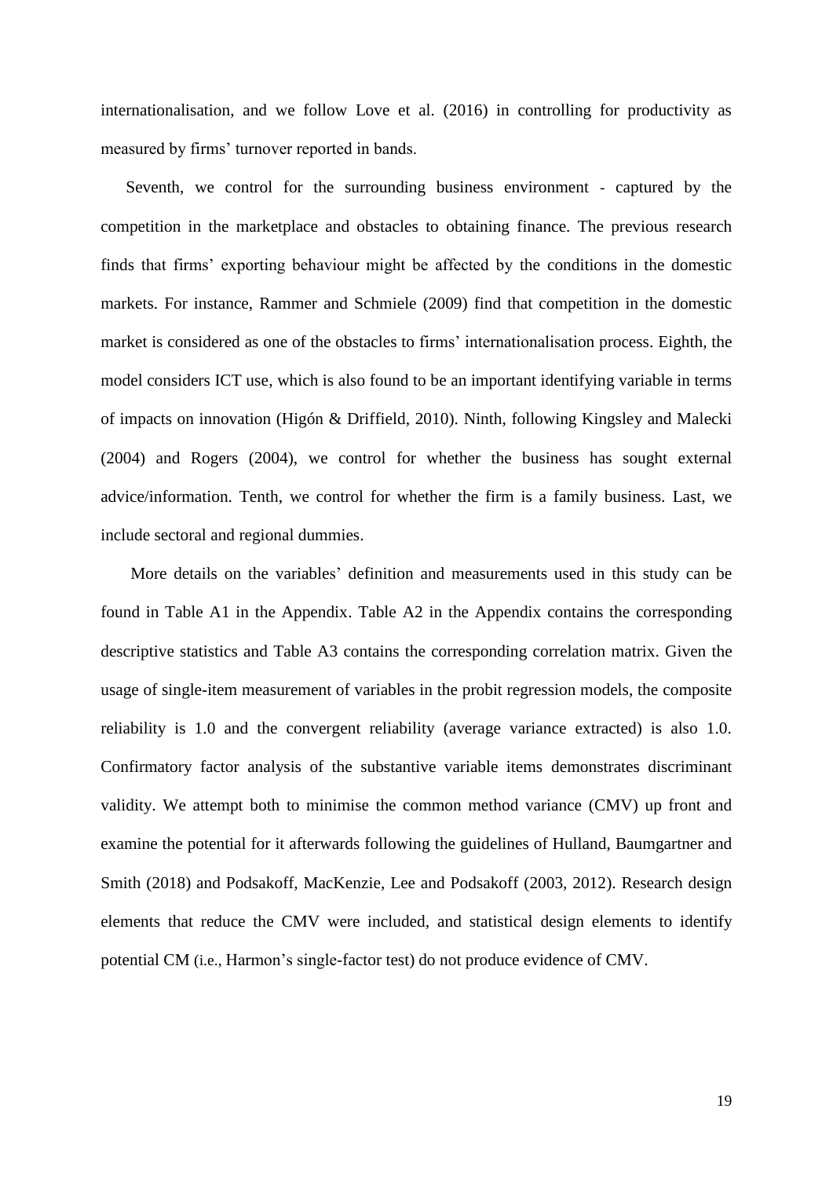internationalisation, and we follow Love et al. (2016) in controlling for productivity as measured by firms' turnover reported in bands.

Seventh, we control for the surrounding business environment - captured by the competition in the marketplace and obstacles to obtaining finance. The previous research finds that firms' exporting behaviour might be affected by the conditions in the domestic markets. For instance, Rammer and Schmiele (2009) find that competition in the domestic market is considered as one of the obstacles to firms' internationalisation process. Eighth, the model considers ICT use, which is also found to be an important identifying variable in terms of impacts on innovation (Higón & Driffield, 2010). Ninth, following Kingsley and Malecki (2004) and Rogers (2004), we control for whether the business has sought external advice/information. Tenth, we control for whether the firm is a family business. Last, we include sectoral and regional dummies.

More details on the variables' definition and measurements used in this study can be found in Table A1 in the Appendix. Table A2 in the Appendix contains the corresponding descriptive statistics and Table A3 contains the corresponding correlation matrix. Given the usage of single-item measurement of variables in the probit regression models, the composite reliability is 1.0 and the convergent reliability (average variance extracted) is also 1.0. Confirmatory factor analysis of the substantive variable items demonstrates discriminant validity. We attempt both to minimise the common method variance (CMV) up front and examine the potential for it afterwards following the guidelines of Hulland, Baumgartner and Smith (2018) and Podsakoff, MacKenzie, Lee and Podsakoff (2003, 2012). Research design elements that reduce the CMV were included, and statistical design elements to identify potential CM (i.e., Harmon's single-factor test) do not produce evidence of CMV.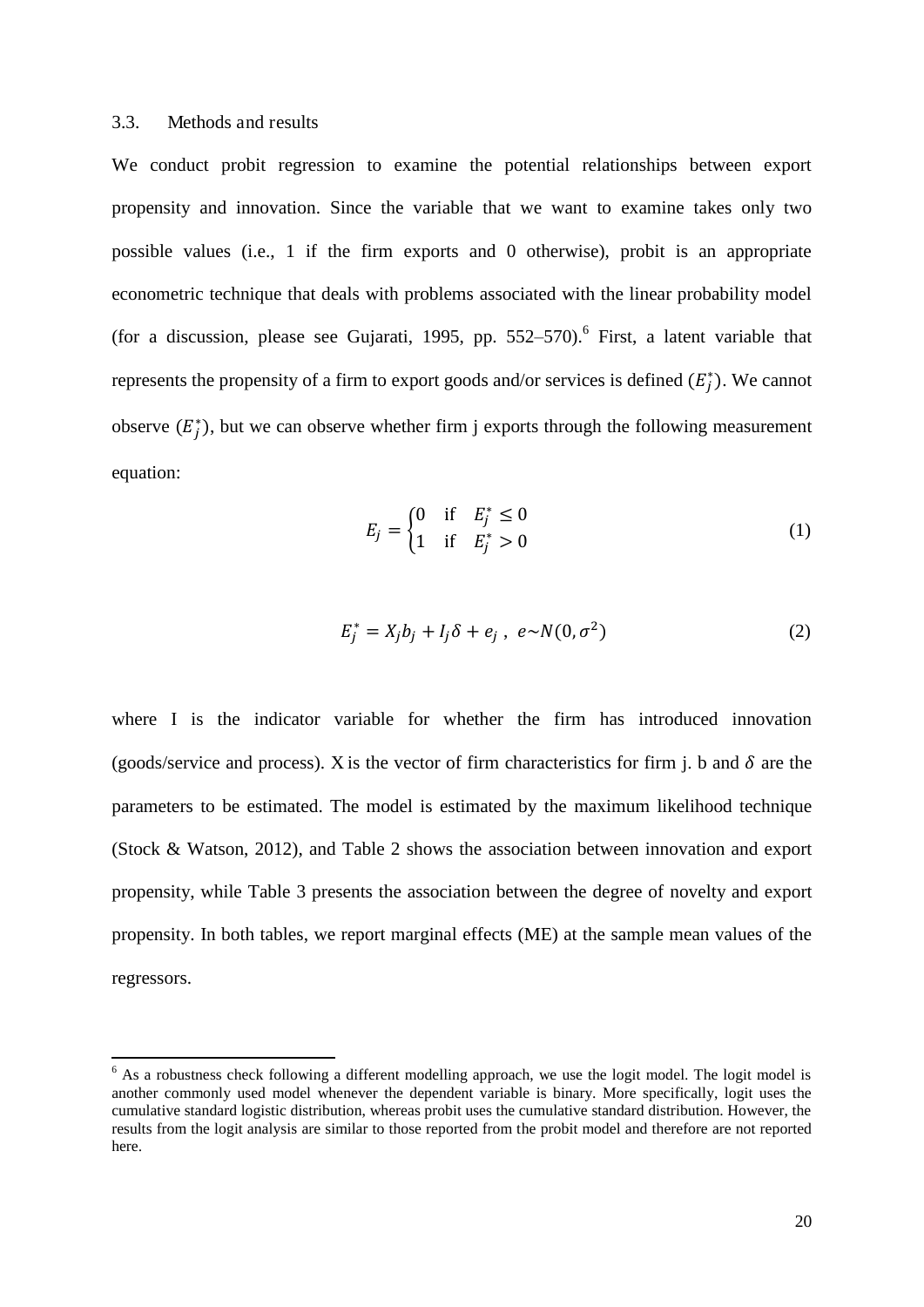### 3.3. Methods and results

We conduct probit regression to examine the potential relationships between export propensity and innovation. Since the variable that we want to examine takes only two possible values (i.e., 1 if the firm exports and 0 otherwise), probit is an appropriate econometric technique that deals with problems associated with the linear probability model (for a discussion, please see Gujarati, 1995, pp. 552–570).[6] First, a latent variable that represents the propensity of a firm to export goods and/or services is defined ($E_j^*$). We cannot observe ($E_j^*$), but we can observe whether firm j exports through the following measurement equation:

$$E_j = \begin{cases} 0 & \text{if} \quad E_j^* \leq 0 \\ 1 & \text{if} \quad E_j^* > 0 \end{cases} \tag{1}$$

$$E_j^* = X_j b_j + I_j \delta + e_j \,, \; e \sim N(0, \sigma^2) \tag{2}$$

where I is the indicator variable for whether the firm has introduced innovation (goods/service and process). X is the vector of firm characteristics for firm j. b and $\delta$ are the parameters to be estimated. The model is estimated by the maximum likelihood technique (Stock & Watson, 2012), and Table 2 shows the association between innovation and export propensity, while Table 3 presents the association between the degree of novelty and export propensity. In both tables, we report marginal effects (ME) at the sample mean values of the regressors.

[6] As a robustness check following a different modelling approach, we use the logit model. The logit model is another commonly used model whenever the dependent variable is binary. More specifically, logit uses the cumulative standard logistic distribution, whereas probit uses the cumulative standard distribution. However, the results from the logit analysis are similar to those reported from the probit model and therefore are not reported here.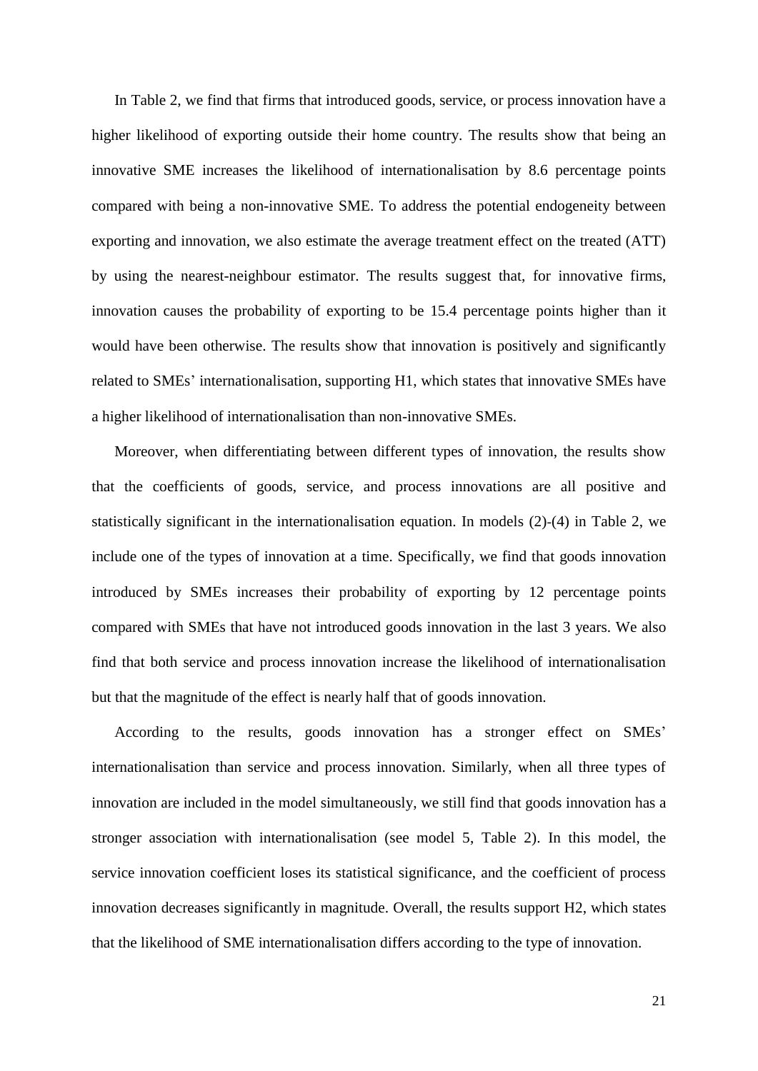In Table 2, we find that firms that introduced goods, service, or process innovation have a higher likelihood of exporting outside their home country. The results show that being an innovative SME increases the likelihood of internationalisation by 8.6 percentage points compared with being a non-innovative SME. To address the potential endogeneity between exporting and innovation, we also estimate the average treatment effect on the treated (ATT) by using the nearest-neighbour estimator. The results suggest that, for innovative firms, innovation causes the probability of exporting to be 15.4 percentage points higher than it would have been otherwise. The results show that innovation is positively and significantly related to SMEs' internationalisation, supporting H1, which states that innovative SMEs have a higher likelihood of internationalisation than non-innovative SMEs.

Moreover, when differentiating between different types of innovation, the results show that the coefficients of goods, service, and process innovations are all positive and statistically significant in the internationalisation equation. In models (2)-(4) in Table 2, we include one of the types of innovation at a time. Specifically, we find that goods innovation introduced by SMEs increases their probability of exporting by 12 percentage points compared with SMEs that have not introduced goods innovation in the last 3 years. We also find that both service and process innovation increase the likelihood of internationalisation but that the magnitude of the effect is nearly half that of goods innovation.

According to the results, goods innovation has a stronger effect on SMEs' internationalisation than service and process innovation. Similarly, when all three types of innovation are included in the model simultaneously, we still find that goods innovation has a stronger association with internationalisation (see model 5, Table 2). In this model, the service innovation coefficient loses its statistical significance, and the coefficient of process innovation decreases significantly in magnitude. Overall, the results support H2, which states that the likelihood of SME internationalisation differs according to the type of innovation.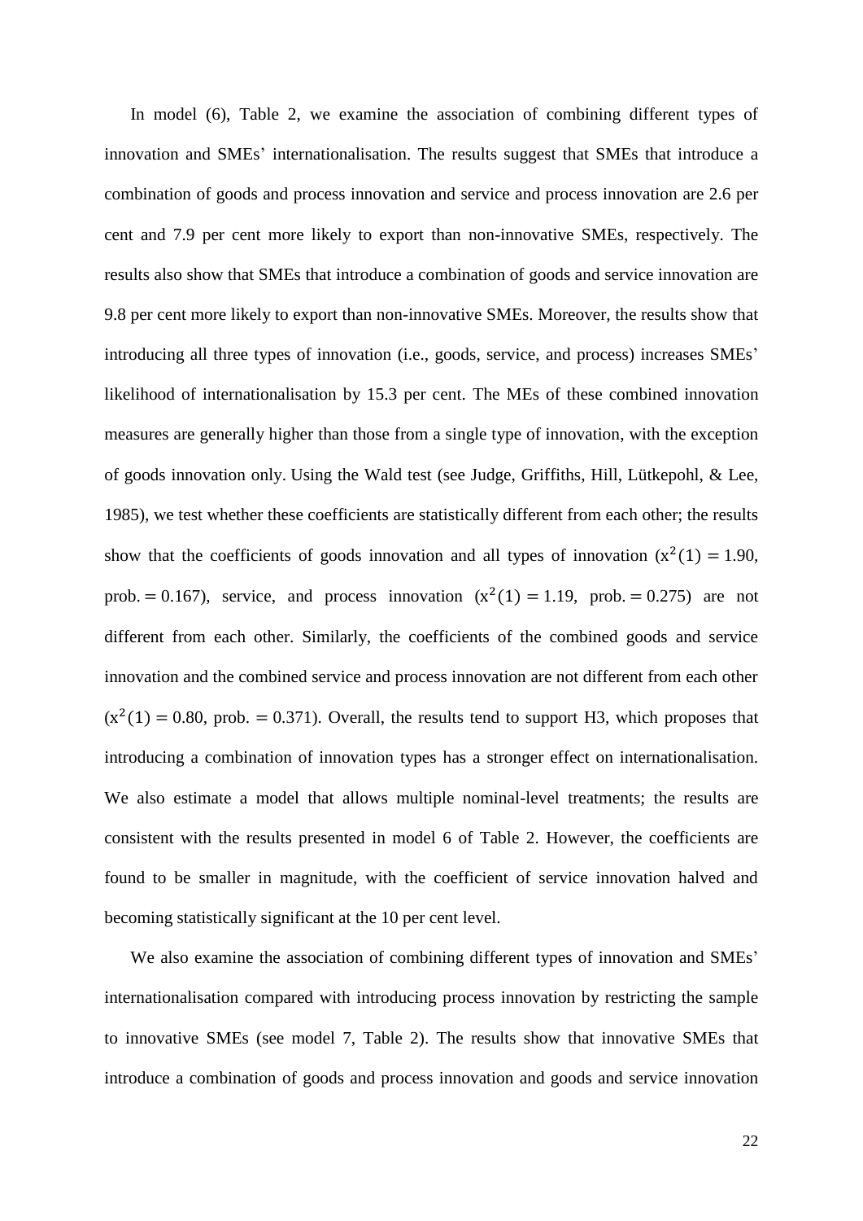In model (6), Table 2, we examine the association of combining different types of innovation and SMEs' internationalisation. The results suggest that SMEs that introduce a combination of goods and process innovation and service and process innovation are 2.6 per cent and 7.9 per cent more likely to export than non-innovative SMEs, respectively. The results also show that SMEs that introduce a combination of goods and service innovation are 9.8 per cent more likely to export than non-innovative SMEs. Moreover, the results show that introducing all three types of innovation (i.e., goods, service, and process) increases SMEs' likelihood of internationalisation by 15.3 per cent. The MEs of these combined innovation measures are generally higher than those from a single type of innovation, with the exception of goods innovation only. Using the Wald test (see Judge, Griffiths, Hill, Lütkepohl, & Lee, 1985), we test whether these coefficients are statistically different from each other; the results show that the coefficients of goods innovation and all types of innovation ($x^2(1) = 1.90$, $\text{prob.} = 0.167$), service, and process innovation ($x^2(1) = 1.19$, $\text{prob.} = 0.275$) are not different from each other. Similarly, the coefficients of the combined goods and service innovation and the combined service and process innovation are not different from each other ($x^2(1) = 0.80$, $\text{prob.} = 0.371$). Overall, the results tend to support H3, which proposes that introducing a combination of innovation types has a stronger effect on internationalisation. We also estimate a model that allows multiple nominal-level treatments; the results are consistent with the results presented in model 6 of Table 2. However, the coefficients are found to be smaller in magnitude, with the coefficient of service innovation halved and becoming statistically significant at the 10 per cent level.

We also examine the association of combining different types of innovation and SMEs' internationalisation compared with introducing process innovation by restricting the sample to innovative SMEs (see model 7, Table 2). The results show that innovative SMEs that introduce a combination of goods and process innovation and goods and service innovation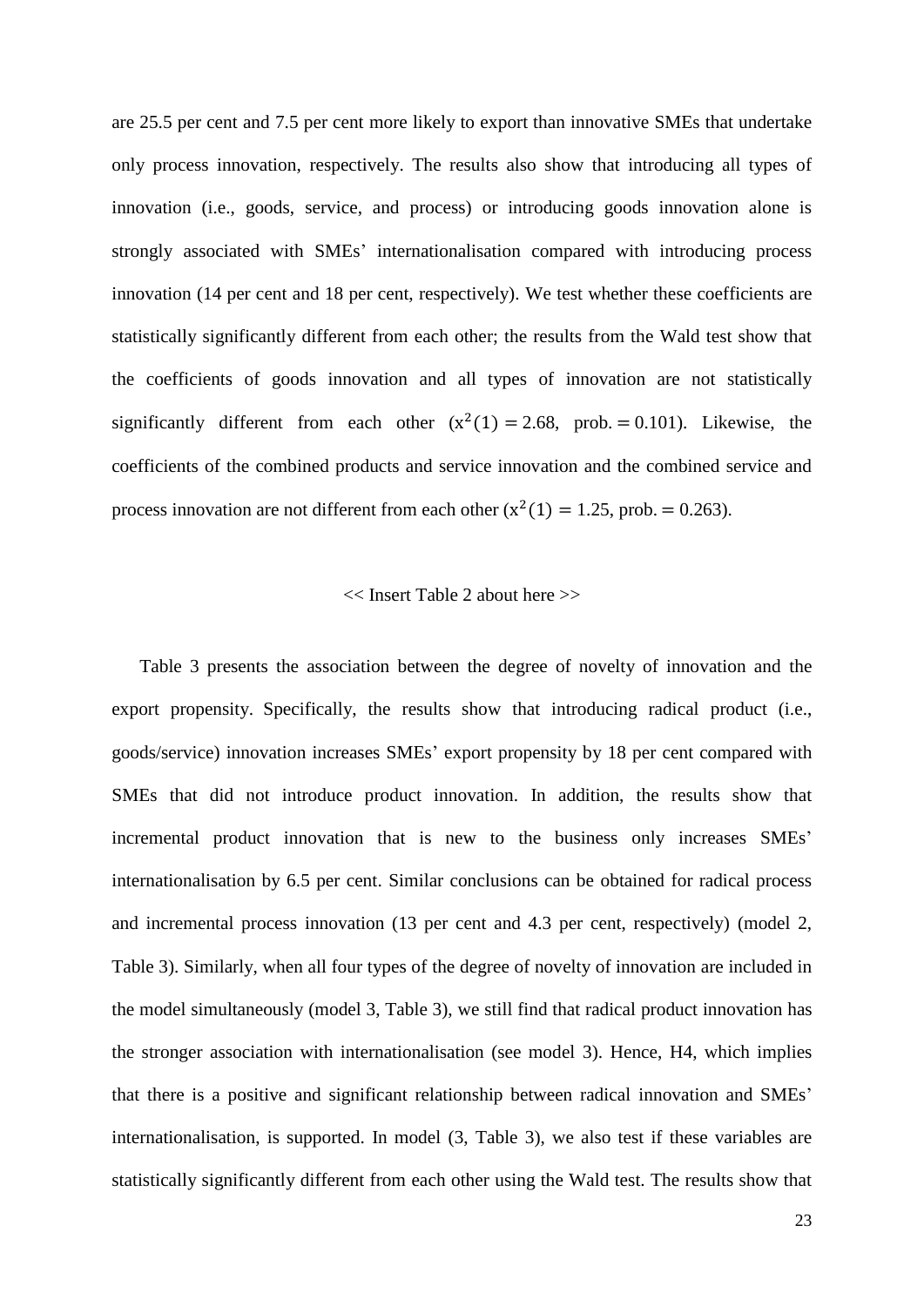are 25.5 per cent and 7.5 per cent more likely to export than innovative SMEs that undertake only process innovation, respectively. The results also show that introducing all types of innovation (i.e., goods, service, and process) or introducing goods innovation alone is strongly associated with SMEs' internationalisation compared with introducing process innovation (14 per cent and 18 per cent, respectively). We test whether these coefficients are statistically significantly different from each other; the results from the Wald test show that the coefficients of goods innovation and all types of innovation are not statistically significantly different from each other ($x^2(1) = 2.68$, $\text{prob.} = 0.101$). Likewise, the coefficients of the combined products and service innovation and the combined service and process innovation are not different from each other ($x^2(1) = 1.25$, $\text{prob.} = 0.263$).

<< Insert Table 2 about here >>

Table 3 presents the association between the degree of novelty of innovation and the export propensity. Specifically, the results show that introducing radical product (i.e., goods/service) innovation increases SMEs' export propensity by 18 per cent compared with SMEs that did not introduce product innovation. In addition, the results show that incremental product innovation that is new to the business only increases SMEs' internationalisation by 6.5 per cent. Similar conclusions can be obtained for radical process and incremental process innovation (13 per cent and 4.3 per cent, respectively) (model 2, Table 3). Similarly, when all four types of the degree of novelty of innovation are included in the model simultaneously (model 3, Table 3), we still find that radical product innovation has the stronger association with internationalisation (see model 3). Hence, H4, which implies that there is a positive and significant relationship between radical innovation and SMEs' internationalisation, is supported. In model (3, Table 3), we also test if these variables are statistically significantly different from each other using the Wald test. The results show that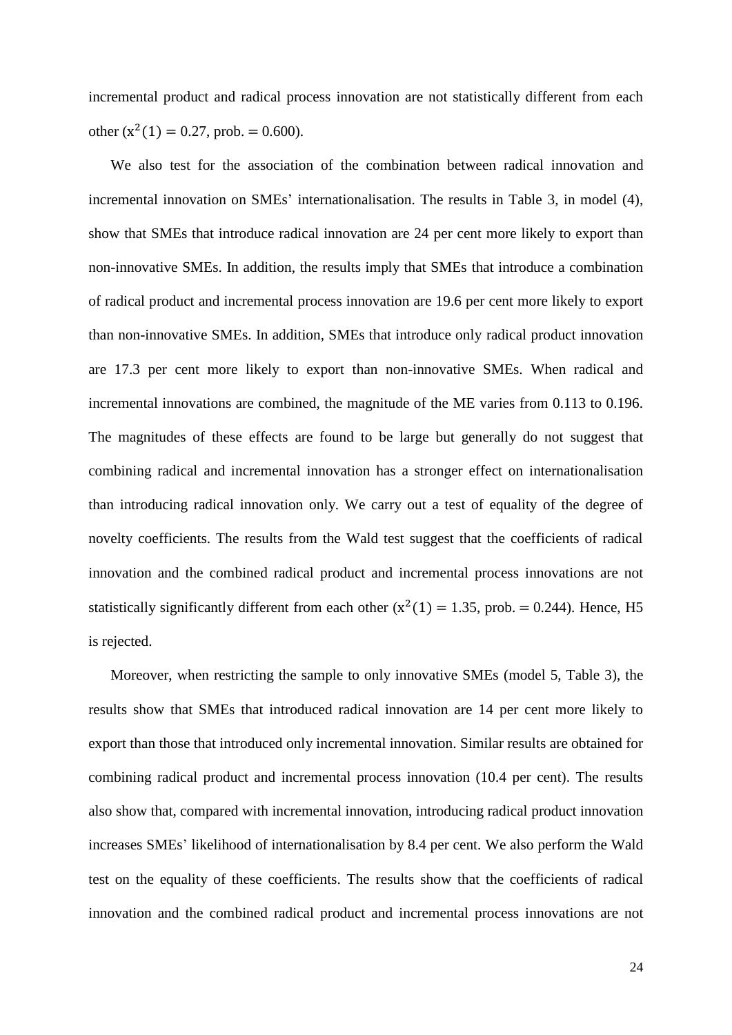incremental product and radical process innovation are not statistically different from each other ($x^2(1) = 0.27$, prob. $= 0.600$).

We also test for the association of the combination between radical innovation and incremental innovation on SMEs' internationalisation. The results in Table 3, in model (4), show that SMEs that introduce radical innovation are 24 per cent more likely to export than non-innovative SMEs. In addition, the results imply that SMEs that introduce a combination of radical product and incremental process innovation are 19.6 per cent more likely to export than non-innovative SMEs. In addition, SMEs that introduce only radical product innovation are 17.3 per cent more likely to export than non-innovative SMEs. When radical and incremental innovations are combined, the magnitude of the ME varies from 0.113 to 0.196. The magnitudes of these effects are found to be large but generally do not suggest that combining radical and incremental innovation has a stronger effect on internationalisation than introducing radical innovation only. We carry out a test of equality of the degree of novelty coefficients. The results from the Wald test suggest that the coefficients of radical innovation and the combined radical product and incremental process innovations are not statistically significantly different from each other ($x^2(1) = 1.35$, prob. $= 0.244$). Hence, H5 is rejected.

Moreover, when restricting the sample to only innovative SMEs (model 5, Table 3), the results show that SMEs that introduced radical innovation are 14 per cent more likely to export than those that introduced only incremental innovation. Similar results are obtained for combining radical product and incremental process innovation (10.4 per cent). The results also show that, compared with incremental innovation, introducing radical product innovation increases SMEs' likelihood of internationalisation by 8.4 per cent. We also perform the Wald test on the equality of these coefficients. The results show that the coefficients of radical innovation and the combined radical product and incremental process innovations are not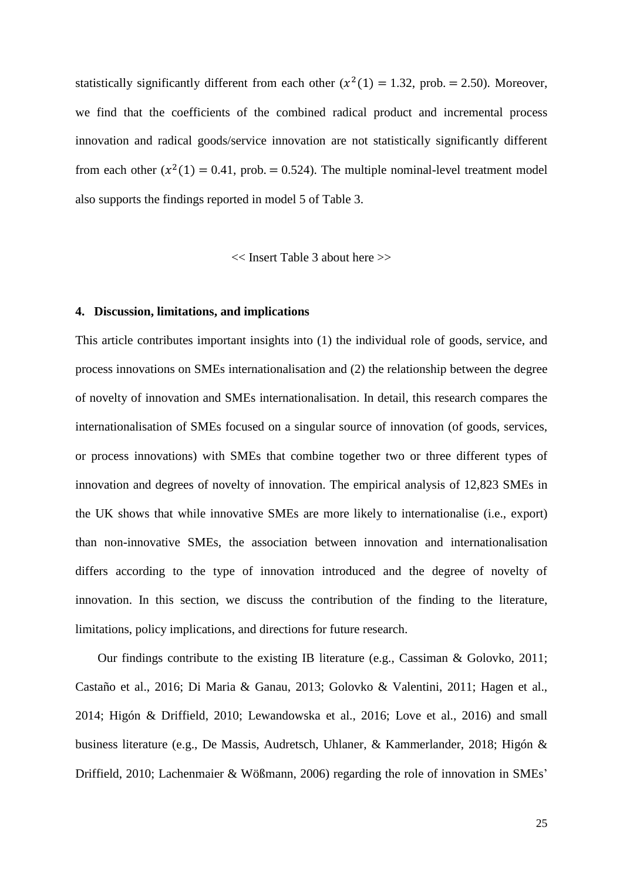statistically significantly different from each other ($x^2(1) = 1.32$, prob. $= 2.50$). Moreover, we find that the coefficients of the combined radical product and incremental process innovation and radical goods/service innovation are not statistically significantly different from each other ($x^2(1) = 0.41$, prob. $= 0.524$). The multiple nominal-level treatment model also supports the findings reported in model 5 of Table 3.

<< Insert Table 3 about here >>

## 4. Discussion, limitations, and implications

This article contributes important insights into (1) the individual role of goods, service, and process innovations on SMEs internationalisation and (2) the relationship between the degree of novelty of innovation and SMEs internationalisation. In detail, this research compares the internationalisation of SMEs focused on a singular source of innovation (of goods, services, or process innovations) with SMEs that combine together two or three different types of innovation and degrees of novelty of innovation. The empirical analysis of 12,823 SMEs in the UK shows that while innovative SMEs are more likely to internationalise (i.e., export) than non-innovative SMEs, the association between innovation and internationalisation differs according to the type of innovation introduced and the degree of novelty of innovation. In this section, we discuss the contribution of the finding to the literature, limitations, policy implications, and directions for future research.

Our findings contribute to the existing IB literature (e.g., Cassiman & Golovko, 2011; Castaño et al., 2016; Di Maria & Ganau, 2013; Golovko & Valentini, 2011; Hagen et al., 2014; Higón & Driffield, 2010; Lewandowska et al., 2016; Love et al., 2016) and small business literature (e.g., De Massis, Audretsch, Uhlaner, & Kammerlander, 2018; Higón & Driffield, 2010; Lachenmaier & Wößmann, 2006) regarding the role of innovation in SMEs'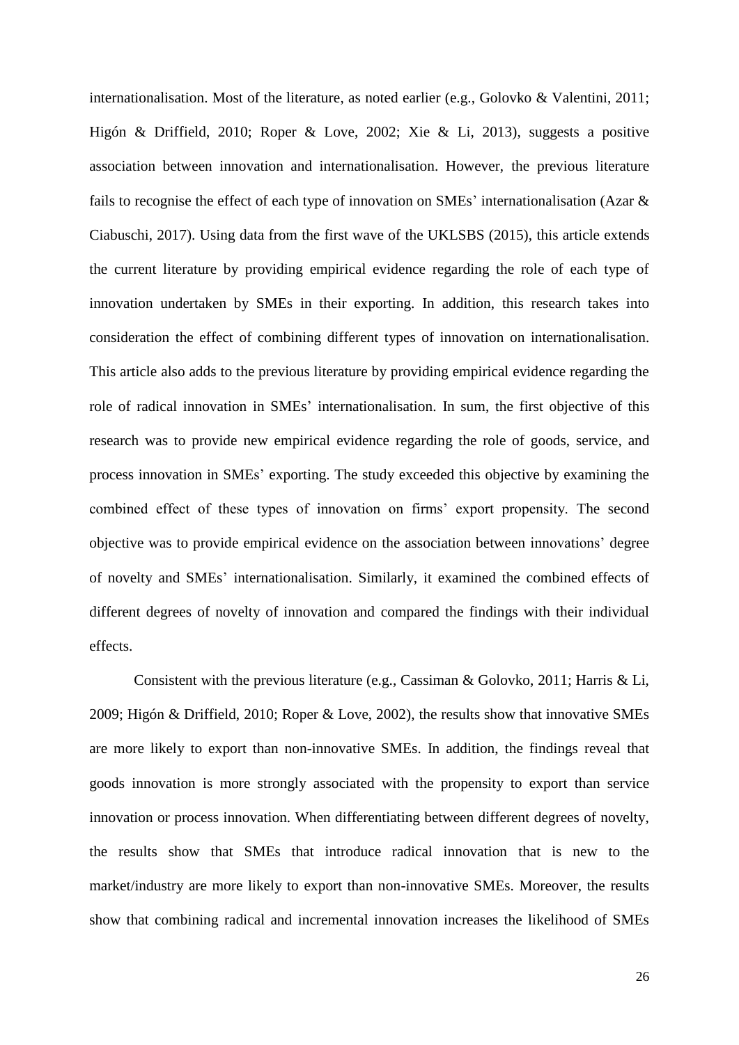internationalisation. Most of the literature, as noted earlier (e.g., Golovko & Valentini, 2011; Higón & Driffield, 2010; Roper & Love, 2002; Xie & Li, 2013), suggests a positive association between innovation and internationalisation. However, the previous literature fails to recognise the effect of each type of innovation on SMEs' internationalisation (Azar & Ciabuschi, 2017). Using data from the first wave of the UKLSBS (2015), this article extends the current literature by providing empirical evidence regarding the role of each type of innovation undertaken by SMEs in their exporting. In addition, this research takes into consideration the effect of combining different types of innovation on internationalisation. This article also adds to the previous literature by providing empirical evidence regarding the role of radical innovation in SMEs' internationalisation. In sum, the first objective of this research was to provide new empirical evidence regarding the role of goods, service, and process innovation in SMEs' exporting. The study exceeded this objective by examining the combined effect of these types of innovation on firms' export propensity. The second objective was to provide empirical evidence on the association between innovations' degree of novelty and SMEs' internationalisation. Similarly, it examined the combined effects of different degrees of novelty of innovation and compared the findings with their individual effects.

Consistent with the previous literature (e.g., Cassiman & Golovko, 2011; Harris & Li, 2009; Higón & Driffield, 2010; Roper & Love, 2002), the results show that innovative SMEs are more likely to export than non-innovative SMEs. In addition, the findings reveal that goods innovation is more strongly associated with the propensity to export than service innovation or process innovation. When differentiating between different degrees of novelty, the results show that SMEs that introduce radical innovation that is new to the market/industry are more likely to export than non-innovative SMEs. Moreover, the results show that combining radical and incremental innovation increases the likelihood of SMEs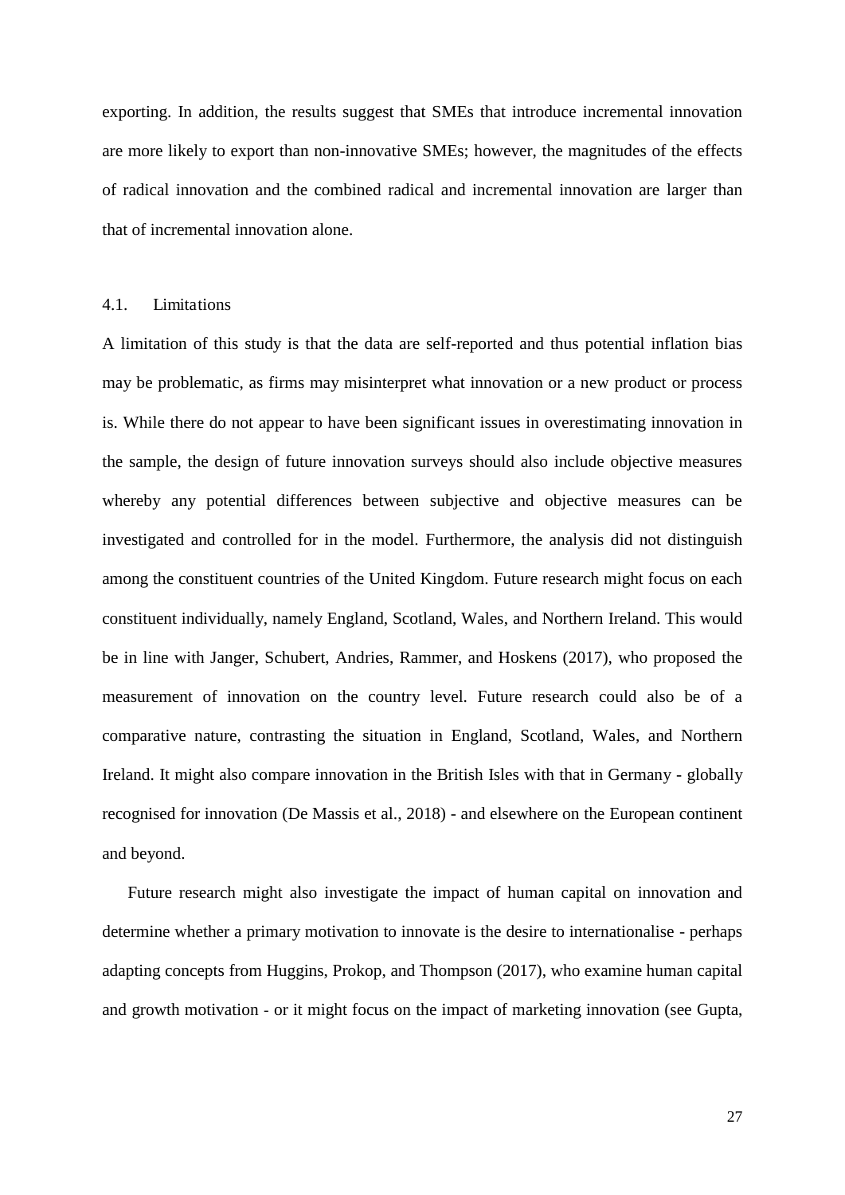exporting. In addition, the results suggest that SMEs that introduce incremental innovation are more likely to export than non-innovative SMEs; however, the magnitudes of the effects of radical innovation and the combined radical and incremental innovation are larger than that of incremental innovation alone.

### 4.1. Limitations

A limitation of this study is that the data are self-reported and thus potential inflation bias may be problematic, as firms may misinterpret what innovation or a new product or process is. While there do not appear to have been significant issues in overestimating innovation in the sample, the design of future innovation surveys should also include objective measures whereby any potential differences between subjective and objective measures can be investigated and controlled for in the model. Furthermore, the analysis did not distinguish among the constituent countries of the United Kingdom. Future research might focus on each constituent individually, namely England, Scotland, Wales, and Northern Ireland. This would be in line with Janger, Schubert, Andries, Rammer, and Hoskens (2017), who proposed the measurement of innovation on the country level. Future research could also be of a comparative nature, contrasting the situation in England, Scotland, Wales, and Northern Ireland. It might also compare innovation in the British Isles with that in Germany - globally recognised for innovation (De Massis et al., 2018) - and elsewhere on the European continent and beyond.

Future research might also investigate the impact of human capital on innovation and determine whether a primary motivation to innovate is the desire to internationalise - perhaps adapting concepts from Huggins, Prokop, and Thompson (2017), who examine human capital and growth motivation - or it might focus on the impact of marketing innovation (see Gupta,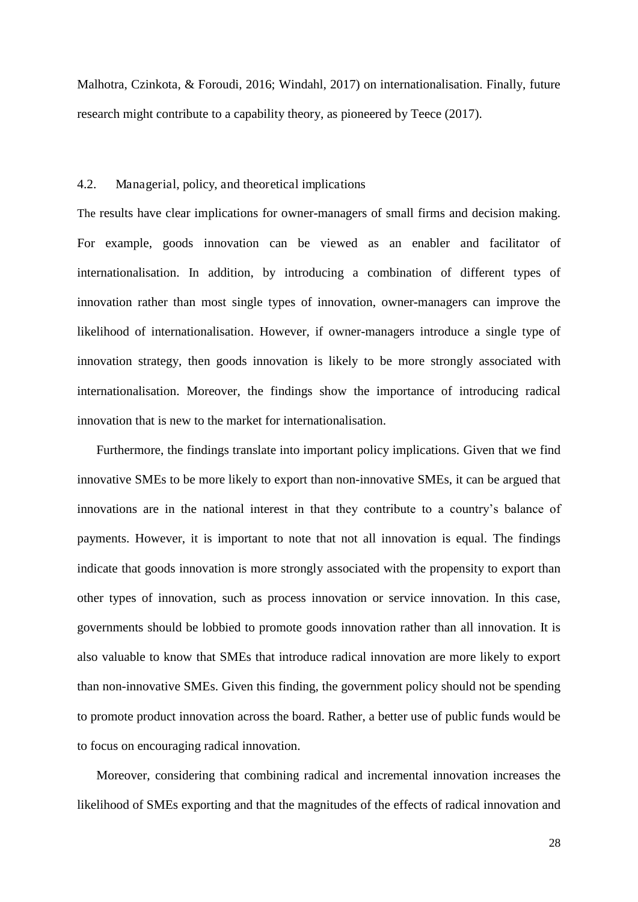Malhotra, Czinkota, & Foroudi, 2016; Windahl, 2017) on internationalisation. Finally, future research might contribute to a capability theory, as pioneered by Teece (2017).

### 4.2. Managerial, policy, and theoretical implications

The results have clear implications for owner-managers of small firms and decision making. For example, goods innovation can be viewed as an enabler and facilitator of internationalisation. In addition, by introducing a combination of different types of innovation rather than most single types of innovation, owner-managers can improve the likelihood of internationalisation. However, if owner-managers introduce a single type of innovation strategy, then goods innovation is likely to be more strongly associated with internationalisation. Moreover, the findings show the importance of introducing radical innovation that is new to the market for internationalisation.

Furthermore, the findings translate into important policy implications. Given that we find innovative SMEs to be more likely to export than non-innovative SMEs, it can be argued that innovations are in the national interest in that they contribute to a country's balance of payments. However, it is important to note that not all innovation is equal. The findings indicate that goods innovation is more strongly associated with the propensity to export than other types of innovation, such as process innovation or service innovation. In this case, governments should be lobbied to promote goods innovation rather than all innovation. It is also valuable to know that SMEs that introduce radical innovation are more likely to export than non-innovative SMEs. Given this finding, the government policy should not be spending to promote product innovation across the board. Rather, a better use of public funds would be to focus on encouraging radical innovation.

Moreover, considering that combining radical and incremental innovation increases the likelihood of SMEs exporting and that the magnitudes of the effects of radical innovation and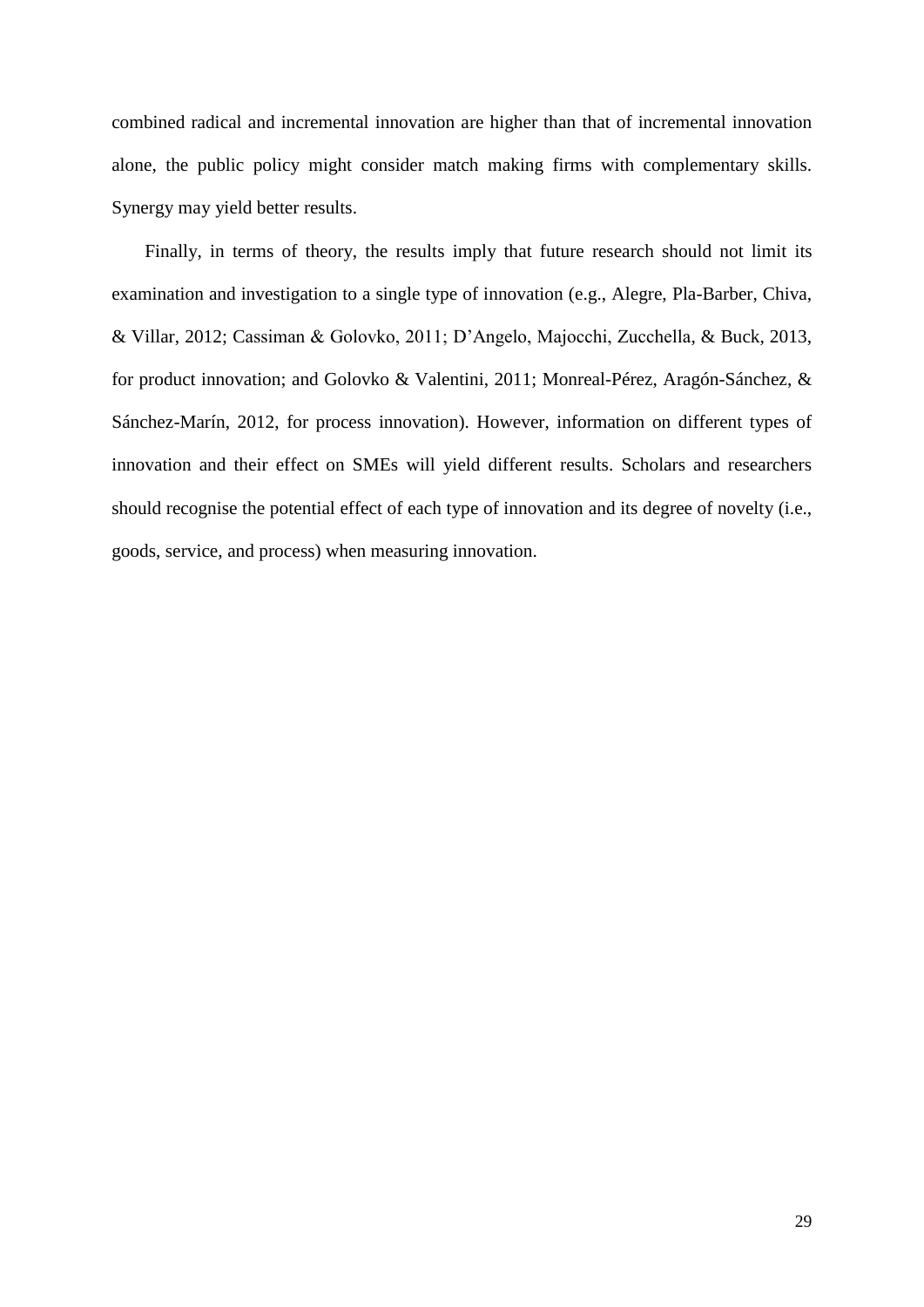combined radical and incremental innovation are higher than that of incremental innovation alone, the public policy might consider match making firms with complementary skills. Synergy may yield better results.

Finally, in terms of theory, the results imply that future research should not limit its examination and investigation to a single type of innovation (e.g., Alegre, Pla-Barber, Chiva, & Villar, 2012; Cassiman & Golovko, 2011; D'Angelo, Majocchi, Zucchella, & Buck, 2013, for product innovation; and Golovko & Valentini, 2011; Monreal-Pérez, Aragón-Sánchez, & Sánchez-Marín, 2012, for process innovation). However, information on different types of innovation and their effect on SMEs will yield different results. Scholars and researchers should recognise the potential effect of each type of innovation and its degree of novelty (i.e., goods, service, and process) when measuring innovation.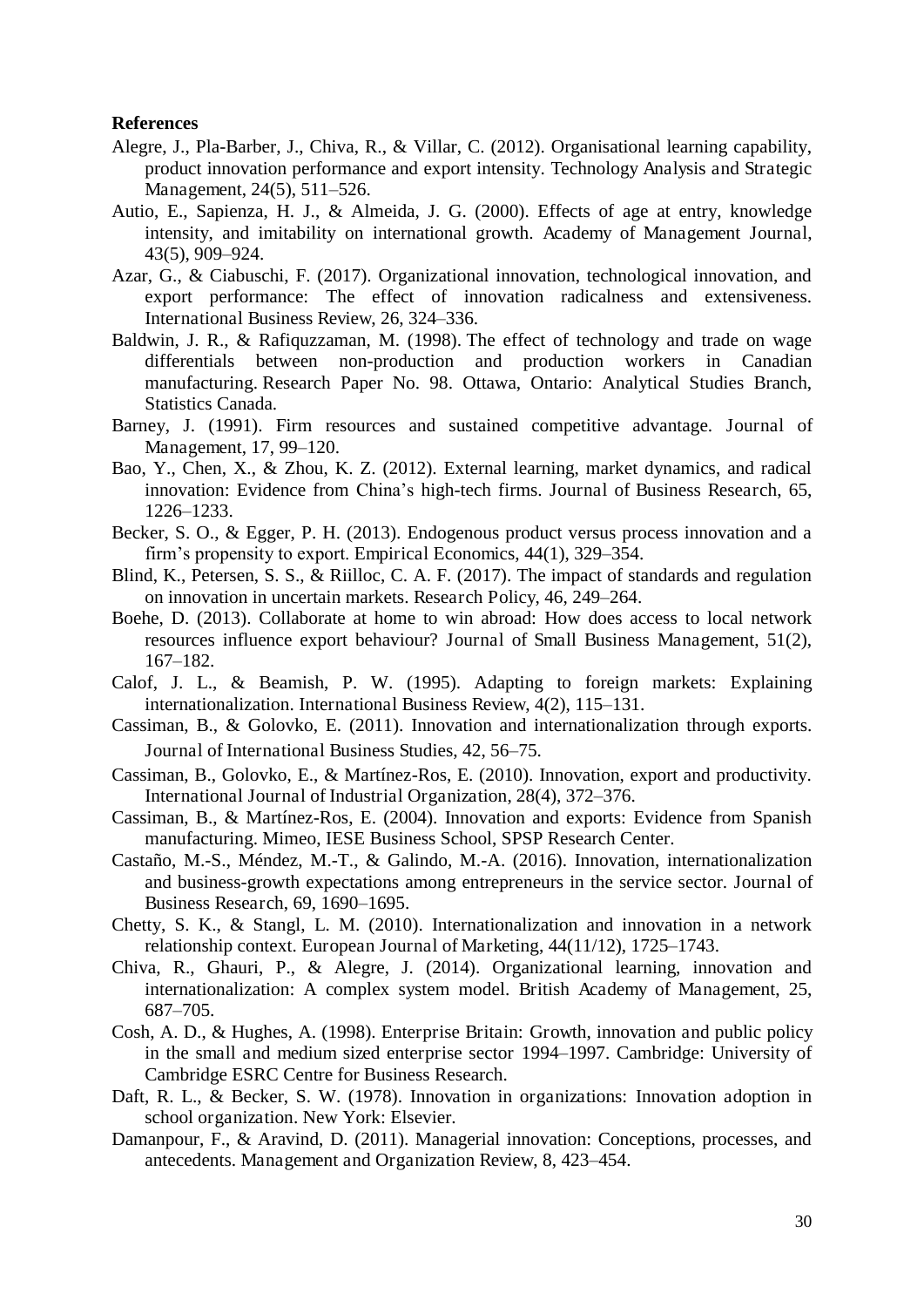**References**

Alegre, J., Pla-Barber, J., Chiva, R., & Villar, C. (2012). Organisational learning capability, product innovation performance and export intensity. Technology Analysis and Strategic Management, 24(5), 511–526.

Autio, E., Sapienza, H. J., & Almeida, J. G. (2000). Effects of age at entry, knowledge intensity, and imitability on international growth. Academy of Management Journal, 43(5), 909–924.

Azar, G., & Ciabuschi, F. (2017). Organizational innovation, technological innovation, and export performance: The effect of innovation radicalness and extensiveness. International Business Review, 26, 324–336.

Baldwin, J. R., & Rafiquzzaman, M. (1998). The effect of technology and trade on wage differentials between non-production and production workers in Canadian manufacturing. Research Paper No. 98. Ottawa, Ontario: Analytical Studies Branch, Statistics Canada.

Barney, J. (1991). Firm resources and sustained competitive advantage. Journal of Management, 17, 99–120.

Bao, Y., Chen, X., & Zhou, K. Z. (2012). External learning, market dynamics, and radical innovation: Evidence from China's high-tech firms. Journal of Business Research, 65, 1226–1233.

Becker, S. O., & Egger, P. H. (2013). Endogenous product versus process innovation and a firm's propensity to export. Empirical Economics, 44(1), 329–354.

Blind, K., Petersen, S. S., & Riilloc, C. A. F. (2017). The impact of standards and regulation on innovation in uncertain markets. Research Policy, 46, 249–264.

Boehe, D. (2013). Collaborate at home to win abroad: How does access to local network resources influence export behaviour? Journal of Small Business Management, 51(2), 167–182.

Calof, J. L., & Beamish, P. W. (1995). Adapting to foreign markets: Explaining internationalization. International Business Review, 4(2), 115–131.

Cassiman, B., & Golovko, E. (2011). Innovation and internationalization through exports. Journal of International Business Studies, 42, 56–75.

Cassiman, B., Golovko, E., & Martínez-Ros, E. (2010). Innovation, export and productivity. International Journal of Industrial Organization, 28(4), 372–376.

Cassiman, B., & Martínez-Ros, E. (2004). Innovation and exports: Evidence from Spanish manufacturing. Mimeo, IESE Business School, SPSP Research Center.

Castaño, M.-S., Méndez, M.-T., & Galindo, M.-A. (2016). Innovation, internationalization and business-growth expectations among entrepreneurs in the service sector. Journal of Business Research, 69, 1690–1695.

Chetty, S. K., & Stangl, L. M. (2010). Internationalization and innovation in a network relationship context. European Journal of Marketing, 44(11/12), 1725–1743.

Chiva, R., Ghauri, P., & Alegre, J. (2014). Organizational learning, innovation and internationalization: A complex system model. British Academy of Management, 25, 687–705.

Cosh, A. D., & Hughes, A. (1998). Enterprise Britain: Growth, innovation and public policy in the small and medium sized enterprise sector 1994–1997. Cambridge: University of Cambridge ESRC Centre for Business Research.

Daft, R. L., & Becker, S. W. (1978). Innovation in organizations: Innovation adoption in school organization. New York: Elsevier.

Damanpour, F., & Aravind, D. (2011). Managerial innovation: Conceptions, processes, and antecedents. Management and Organization Review, 8, 423–454.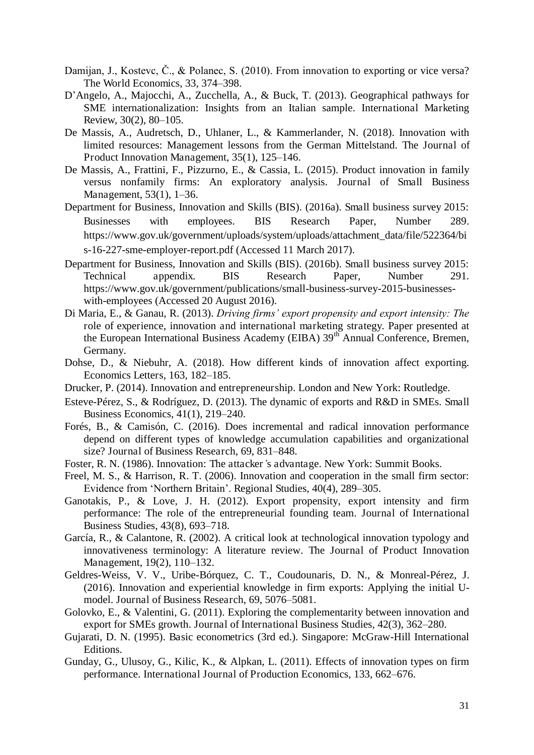Damijan, J., Kostevc, Č., & Polanec, S. (2010). From innovation to exporting or vice versa? The World Economics, 33, 374–398.

D'Angelo, A., Majocchi, A., Zucchella, A., & Buck, T. (2013). Geographical pathways for SME internationalization: Insights from an Italian sample. International Marketing Review, 30(2), 80–105.

De Massis, A., Audretsch, D., Uhlaner, L., & Kammerlander, N. (2018). Innovation with limited resources: Management lessons from the German Mittelstand. The Journal of Product Innovation Management, 35(1), 125–146.

De Massis, A., Frattini, F., Pizzurno, E., & Cassia, L. (2015). Product innovation in family versus nonfamily firms: An exploratory analysis. Journal of Small Business Management, 53(1), 1–36.

Department for Business, Innovation and Skills (BIS). (2016a). Small business survey 2015: Businesses with employees. BIS Research Paper, Number 289. https://www.gov.uk/government/uploads/system/uploads/attachment_data/file/522364/bis-16-227-sme-employer-report.pdf (Accessed 11 March 2017).

Department for Business, Innovation and Skills (BIS). (2016b). Small business survey 2015: Technical appendix. BIS Research Paper, Number 291. https://www.gov.uk/government/publications/small-business-survey-2015-businesses-with-employees (Accessed 20 August 2016).

Di Maria, E., & Ganau, R. (2013). *Driving firms' export propensity and export intensity: The* role of experience, innovation and international marketing strategy. Paper presented at the European International Business Academy (EIBA) 39th Annual Conference, Bremen, Germany.

Dohse, D., & Niebuhr, A. (2018). How different kinds of innovation affect exporting. Economics Letters, 163, 182–185.

Drucker, P. (2014). Innovation and entrepreneurship. London and New York: Routledge.

Esteve-Pérez, S., & Rodríguez, D. (2013). The dynamic of exports and R&D in SMEs. Small Business Economics, 41(1), 219–240.

Forés, B., & Camisón, C. (2016). Does incremental and radical innovation performance depend on different types of knowledge accumulation capabilities and organizational size? Journal of Business Research, 69, 831–848.

Foster, R. N. (1986). Innovation: The attacker's advantage. New York: Summit Books.

Freel, M. S., & Harrison, R. T. (2006). Innovation and cooperation in the small firm sector: Evidence from 'Northern Britain'. Regional Studies, 40(4), 289–305.

Ganotakis, P., & Love, J. H. (2012). Export propensity, export intensity and firm performance: The role of the entrepreneurial founding team. Journal of International Business Studies, 43(8), 693–718.

García, R., & Calantone, R. (2002). A critical look at technological innovation typology and innovativeness terminology: A literature review. The Journal of Product Innovation Management, 19(2), 110–132.

Geldres-Weiss, V. V., Uribe-Bórquez, C. T., Coudounaris, D. N., & Monreal-Pérez, J. (2016). Innovation and experiential knowledge in firm exports: Applying the initial U-model. Journal of Business Research, 69, 5076–5081.

Golovko, E., & Valentini, G. (2011). Exploring the complementarity between innovation and export for SMEs growth. Journal of International Business Studies, 42(3), 362–280.

Gujarati, D. N. (1995). Basic econometrics (3rd ed.). Singapore: McGraw-Hill International Editions.

Gunday, G., Ulusoy, G., Kilic, K., & Alpkan, L. (2011). Effects of innovation types on firm performance. International Journal of Production Economics, 133, 662–676.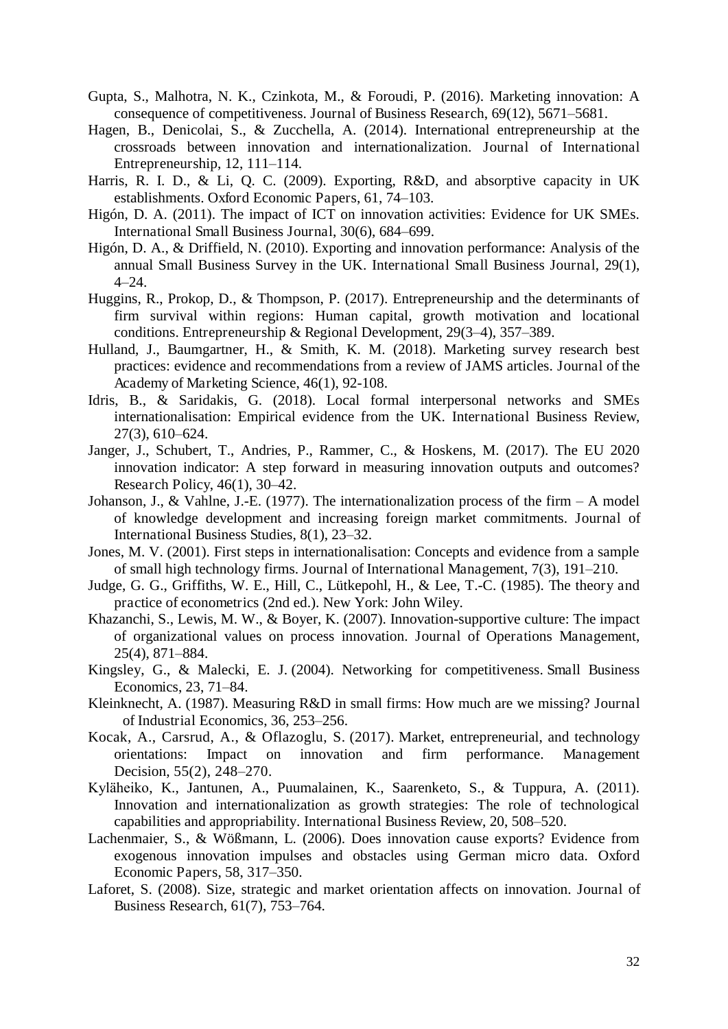Gupta, S., Malhotra, N. K., Czinkota, M., & Foroudi, P. (2016). Marketing innovation: A consequence of competitiveness. Journal of Business Research, 69(12), 5671–5681.

Hagen, B., Denicolai, S., & Zucchella, A. (2014). International entrepreneurship at the crossroads between innovation and internationalization. Journal of International Entrepreneurship, 12, 111–114.

Harris, R. I. D., & Li, Q. C. (2009). Exporting, R&D, and absorptive capacity in UK establishments. Oxford Economic Papers, 61, 74–103.

Higón, D. A. (2011). The impact of ICT on innovation activities: Evidence for UK SMEs. International Small Business Journal, 30(6), 684–699.

Higón, D. A., & Driffield, N. (2010). Exporting and innovation performance: Analysis of the annual Small Business Survey in the UK. International Small Business Journal, 29(1), 4–24.

Huggins, R., Prokop, D., & Thompson, P. (2017). Entrepreneurship and the determinants of firm survival within regions: Human capital, growth motivation and locational conditions. Entrepreneurship & Regional Development, 29(3–4), 357–389.

Hulland, J., Baumgartner, H., & Smith, K. M. (2018). Marketing survey research best practices: evidence and recommendations from a review of JAMS articles. Journal of the Academy of Marketing Science, 46(1), 92-108.

Idris, B., & Saridakis, G. (2018). Local formal interpersonal networks and SMEs internationalisation: Empirical evidence from the UK. International Business Review, 27(3), 610–624.

Janger, J., Schubert, T., Andries, P., Rammer, C., & Hoskens, M. (2017). The EU 2020 innovation indicator: A step forward in measuring innovation outputs and outcomes? Research Policy, 46(1), 30–42.

Johanson, J., & Vahlne, J.-E. (1977). The internationalization process of the firm – A model of knowledge development and increasing foreign market commitments. Journal of International Business Studies, 8(1), 23–32.

Jones, M. V. (2001). First steps in internationalisation: Concepts and evidence from a sample of small high technology firms. Journal of International Management, 7(3), 191–210.

Judge, G. G., Griffiths, W. E., Hill, C., Lütkepohl, H., & Lee, T.-C. (1985). The theory and practice of econometrics (2nd ed.). New York: John Wiley.

Khazanchi, S., Lewis, M. W., & Boyer, K. (2007). Innovation-supportive culture: The impact of organizational values on process innovation. Journal of Operations Management, 25(4), 871–884.

Kingsley, G., & Malecki, E. J. (2004). Networking for competitiveness. Small Business Economics, 23, 71–84.

Kleinknecht, A. (1987). Measuring R&D in small firms: How much are we missing? Journal of Industrial Economics, 36, 253–256.

Kocak, A., Carsrud, A., & Oflazoglu, S. (2017). Market, entrepreneurial, and technology orientations: Impact on innovation and firm performance. Management Decision, 55(2), 248–270.

Kyläheiko, K., Jantunen, A., Puumalainen, K., Saarenketo, S., & Tuppura, A. (2011). Innovation and internationalization as growth strategies: The role of technological capabilities and appropriability. International Business Review, 20, 508–520.

Lachenmaier, S., & Wößmann, L. (2006). Does innovation cause exports? Evidence from exogenous innovation impulses and obstacles using German micro data. Oxford Economic Papers, 58, 317–350.

Laforet, S. (2008). Size, strategic and market orientation affects on innovation. Journal of Business Research, 61(7), 753–764.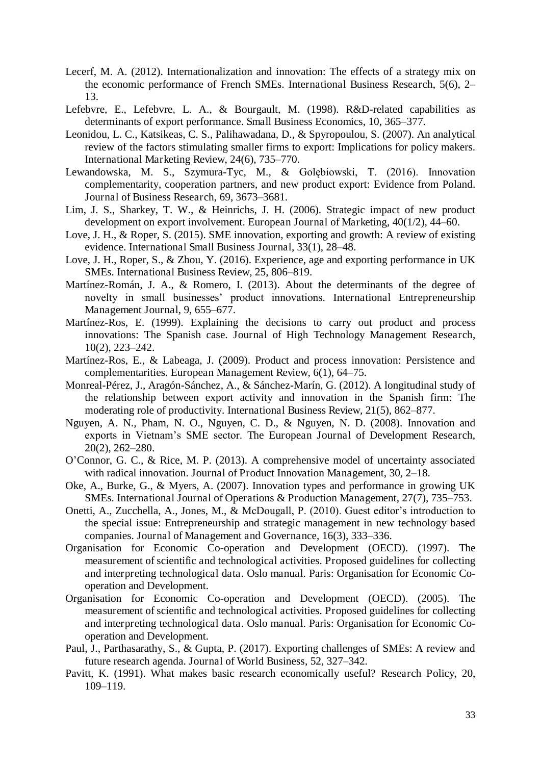Lecerf, M. A. (2012). Internationalization and innovation: The effects of a strategy mix on the economic performance of French SMEs. International Business Research, 5(6), 2–13.

Lefebvre, E., Lefebvre, L. A., & Bourgault, M. (1998). R&D-related capabilities as determinants of export performance. Small Business Economics, 10, 365–377.

Leonidou, L. C., Katsikeas, C. S., Palihawadana, D., & Spyropoulou, S. (2007). An analytical review of the factors stimulating smaller firms to export: Implications for policy makers. International Marketing Review, 24(6), 735–770.

Lewandowska, M. S., Szymura-Tyc, M., & Gołębiowski, T. (2016). Innovation complementarity, cooperation partners, and new product export: Evidence from Poland. Journal of Business Research, 69, 3673–3681.

Lim, J. S., Sharkey, T. W., & Heinrichs, J. H. (2006). Strategic impact of new product development on export involvement. European Journal of Marketing, 40(1/2), 44–60.

Love, J. H., & Roper, S. (2015). SME innovation, exporting and growth: A review of existing evidence. International Small Business Journal, 33(1), 28–48.

Love, J. H., Roper, S., & Zhou, Y. (2016). Experience, age and exporting performance in UK SMEs. International Business Review, 25, 806–819.

Martínez-Román, J. A., & Romero, I. (2013). About the determinants of the degree of novelty in small businesses' product innovations. International Entrepreneurship Management Journal, 9, 655–677.

Martínez-Ros, E. (1999). Explaining the decisions to carry out product and process innovations: The Spanish case. Journal of High Technology Management Research, 10(2), 223–242.

Martínez-Ros, E., & Labeaga, J. (2009). Product and process innovation: Persistence and complementarities. European Management Review, 6(1), 64–75.

Monreal-Pérez, J., Aragón-Sánchez, A., & Sánchez-Marín, G. (2012). A longitudinal study of the relationship between export activity and innovation in the Spanish firm: The moderating role of productivity. International Business Review, 21(5), 862–877.

Nguyen, A. N., Pham, N. O., Nguyen, C. D., & Nguyen, N. D. (2008). Innovation and exports in Vietnam's SME sector. The European Journal of Development Research, 20(2), 262–280.

O'Connor, G. C., & Rice, M. P. (2013). A comprehensive model of uncertainty associated with radical innovation. Journal of Product Innovation Management, 30, 2–18.

Oke, A., Burke, G., & Myers, A. (2007). Innovation types and performance in growing UK SMEs. International Journal of Operations & Production Management, 27(7), 735–753.

Onetti, A., Zucchella, A., Jones, M., & McDougall, P. (2010). Guest editor's introduction to the special issue: Entrepreneurship and strategic management in new technology based companies. Journal of Management and Governance, 16(3), 333–336.

Organisation for Economic Co-operation and Development (OECD). (1997). The measurement of scientific and technological activities. Proposed guidelines for collecting and interpreting technological data. Oslo manual. Paris: Organisation for Economic Co-operation and Development.

Organisation for Economic Co-operation and Development (OECD). (2005). The measurement of scientific and technological activities. Proposed guidelines for collecting and interpreting technological data. Oslo manual. Paris: Organisation for Economic Co-operation and Development.

Paul, J., Parthasarathy, S., & Gupta, P. (2017). Exporting challenges of SMEs: A review and future research agenda. Journal of World Business, 52, 327–342.

Pavitt, K. (1991). What makes basic research economically useful? Research Policy, 20, 109–119.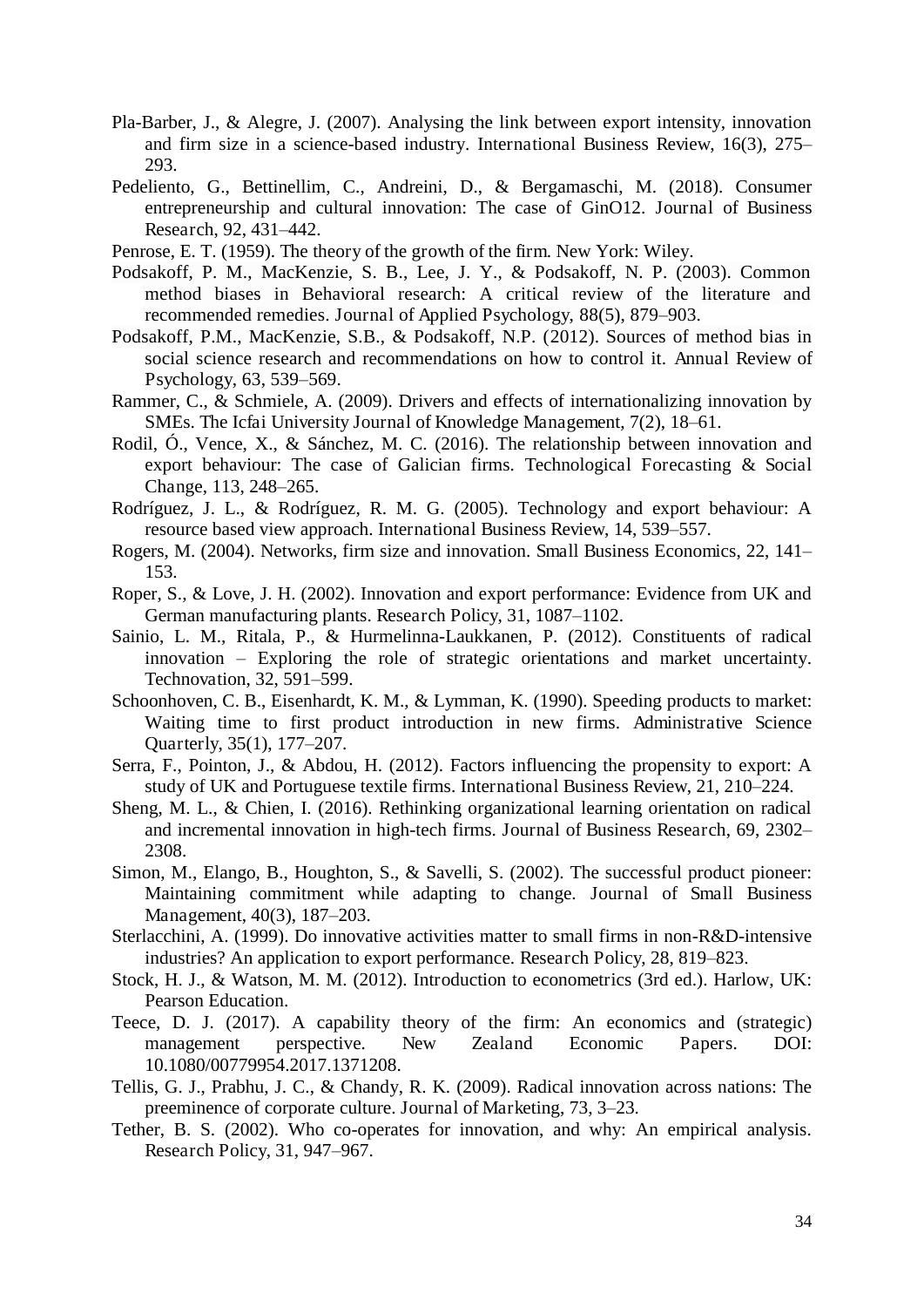Pla-Barber, J., & Alegre, J. (2007). Analysing the link between export intensity, innovation and firm size in a science-based industry. International Business Review, 16(3), 275–293.

Pedeliento, G., Bettinellim, C., Andreini, D., & Bergamaschi, M. (2018). Consumer entrepreneurship and cultural innovation: The case of GinO12. Journal of Business Research, 92, 431–442.

Penrose, E. T. (1959). The theory of the growth of the firm. New York: Wiley.

Podsakoff, P. M., MacKenzie, S. B., Lee, J. Y., & Podsakoff, N. P. (2003). Common method biases in Behavioral research: A critical review of the literature and recommended remedies. Journal of Applied Psychology, 88(5), 879–903.

Podsakoff, P.M., MacKenzie, S.B., & Podsakoff, N.P. (2012). Sources of method bias in social science research and recommendations on how to control it. Annual Review of Psychology, 63, 539–569.

Rammer, C., & Schmiele, A. (2009). Drivers and effects of internationalizing innovation by SMEs. The Icfai University Journal of Knowledge Management, 7(2), 18–61.

Rodil, Ó., Vence, X., & Sánchez, M. C. (2016). The relationship between innovation and export behaviour: The case of Galician firms. Technological Forecasting & Social Change, 113, 248–265.

Rodríguez, J. L., & Rodríguez, R. M. G. (2005). Technology and export behaviour: A resource based view approach. International Business Review, 14, 539–557.

Rogers, M. (2004). Networks, firm size and innovation. Small Business Economics, 22, 141–153.

Roper, S., & Love, J. H. (2002). Innovation and export performance: Evidence from UK and German manufacturing plants. Research Policy, 31, 1087–1102.

Sainio, L. M., Ritala, P., & Hurmelinna-Laukkanen, P. (2012). Constituents of radical innovation – Exploring the role of strategic orientations and market uncertainty. Technovation, 32, 591–599.

Schoonhoven, C. B., Eisenhardt, K. M., & Lymman, K. (1990). Speeding products to market: Waiting time to first product introduction in new firms. Administrative Science Quarterly, 35(1), 177–207.

Serra, F., Pointon, J., & Abdou, H. (2012). Factors influencing the propensity to export: A study of UK and Portuguese textile firms. International Business Review, 21, 210–224.

Sheng, M. L., & Chien, I. (2016). Rethinking organizational learning orientation on radical and incremental innovation in high-tech firms. Journal of Business Research, 69, 2302–2308.

Simon, M., Elango, B., Houghton, S., & Savelli, S. (2002). The successful product pioneer: Maintaining commitment while adapting to change. Journal of Small Business Management, 40(3), 187–203.

Sterlacchini, A. (1999). Do innovative activities matter to small firms in non-R&D-intensive industries? An application to export performance. Research Policy, 28, 819–823.

Stock, H. J., & Watson, M. M. (2012). Introduction to econometrics (3rd ed.). Harlow, UK: Pearson Education.

Teece, D. J. (2017). A capability theory of the firm: An economics and (strategic) management perspective. New Zealand Economic Papers. DOI: 10.1080/00779954.2017.1371208.

Tellis, G. J., Prabhu, J. C., & Chandy, R. K. (2009). Radical innovation across nations: The preeminence of corporate culture. Journal of Marketing, 73, 3–23.

Tether, B. S. (2002). Who co-operates for innovation, and why: An empirical analysis. Research Policy, 31, 947–967.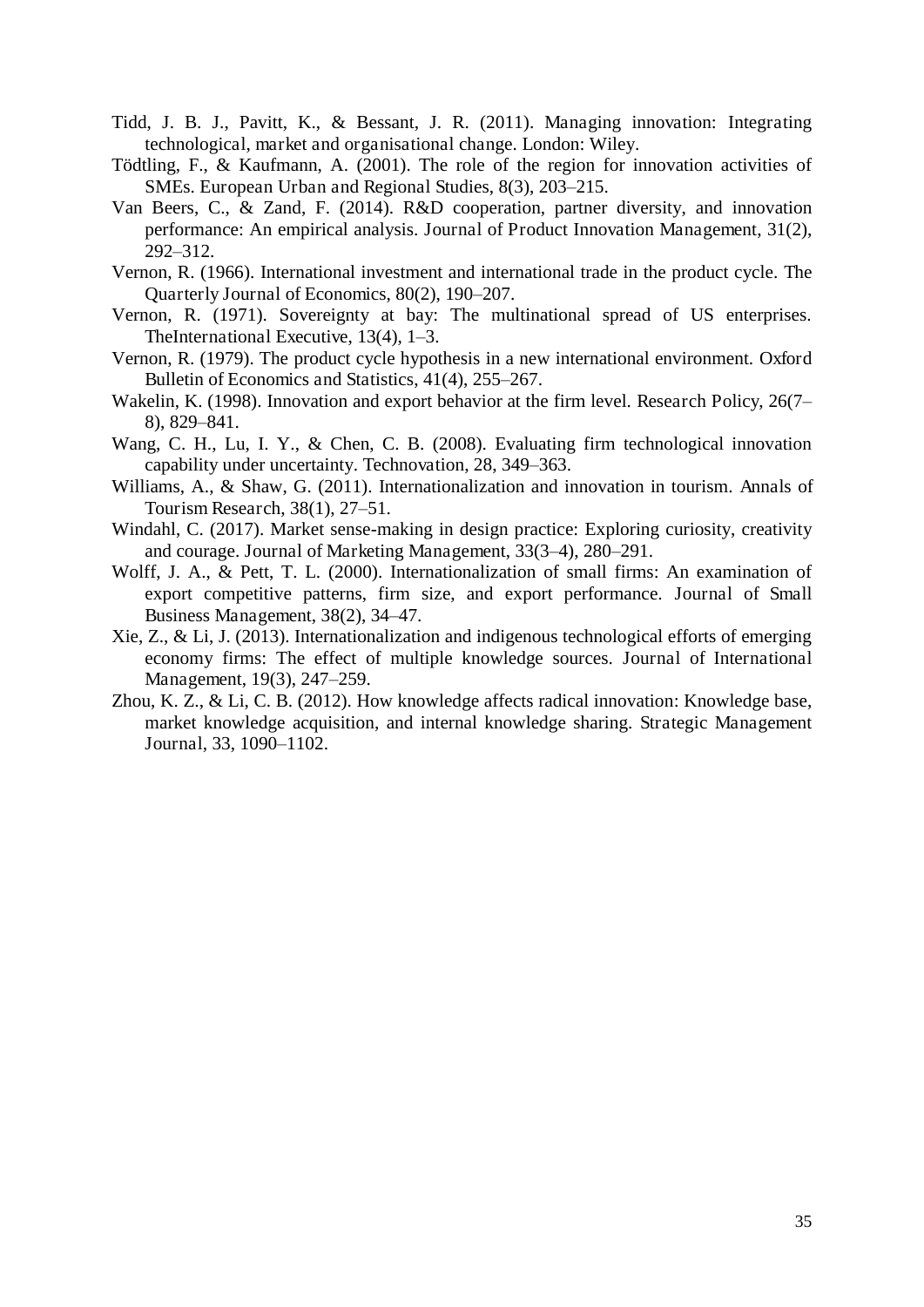Tidd, J. B. J., Pavitt, K., & Bessant, J. R. (2011). Managing innovation: Integrating technological, market and organisational change. London: Wiley.

Tödtling, F., & Kaufmann, A. (2001). The role of the region for innovation activities of SMEs. European Urban and Regional Studies, 8(3), 203–215.

Van Beers, C., & Zand, F. (2014). R&D cooperation, partner diversity, and innovation performance: An empirical analysis. Journal of Product Innovation Management, 31(2), 292–312.

Vernon, R. (1966). International investment and international trade in the product cycle. The Quarterly Journal of Economics, 80(2), 190–207.

Vernon, R. (1971). Sovereignty at bay: The multinational spread of US enterprises. TheInternational Executive, 13(4), 1–3.

Vernon, R. (1979). The product cycle hypothesis in a new international environment. Oxford Bulletin of Economics and Statistics, 41(4), 255–267.

Wakelin, K. (1998). Innovation and export behavior at the firm level. Research Policy, 26(7–8), 829–841.

Wang, C. H., Lu, I. Y., & Chen, C. B. (2008). Evaluating firm technological innovation capability under uncertainty. Technovation, 28, 349–363.

Williams, A., & Shaw, G. (2011). Internationalization and innovation in tourism. Annals of Tourism Research, 38(1), 27–51.

Windahl, C. (2017). Market sense-making in design practice: Exploring curiosity, creativity and courage. Journal of Marketing Management, 33(3–4), 280–291.

Wolff, J. A., & Pett, T. L. (2000). Internationalization of small firms: An examination of export competitive patterns, firm size, and export performance. Journal of Small Business Management, 38(2), 34–47.

Xie, Z., & Li, J. (2013). Internationalization and indigenous technological efforts of emerging economy firms: The effect of multiple knowledge sources. Journal of International Management, 19(3), 247–259.

Zhou, K. Z., & Li, C. B. (2012). How knowledge affects radical innovation: Knowledge base, market knowledge acquisition, and internal knowledge sharing. Strategic Management Journal, 33, 1090–1102.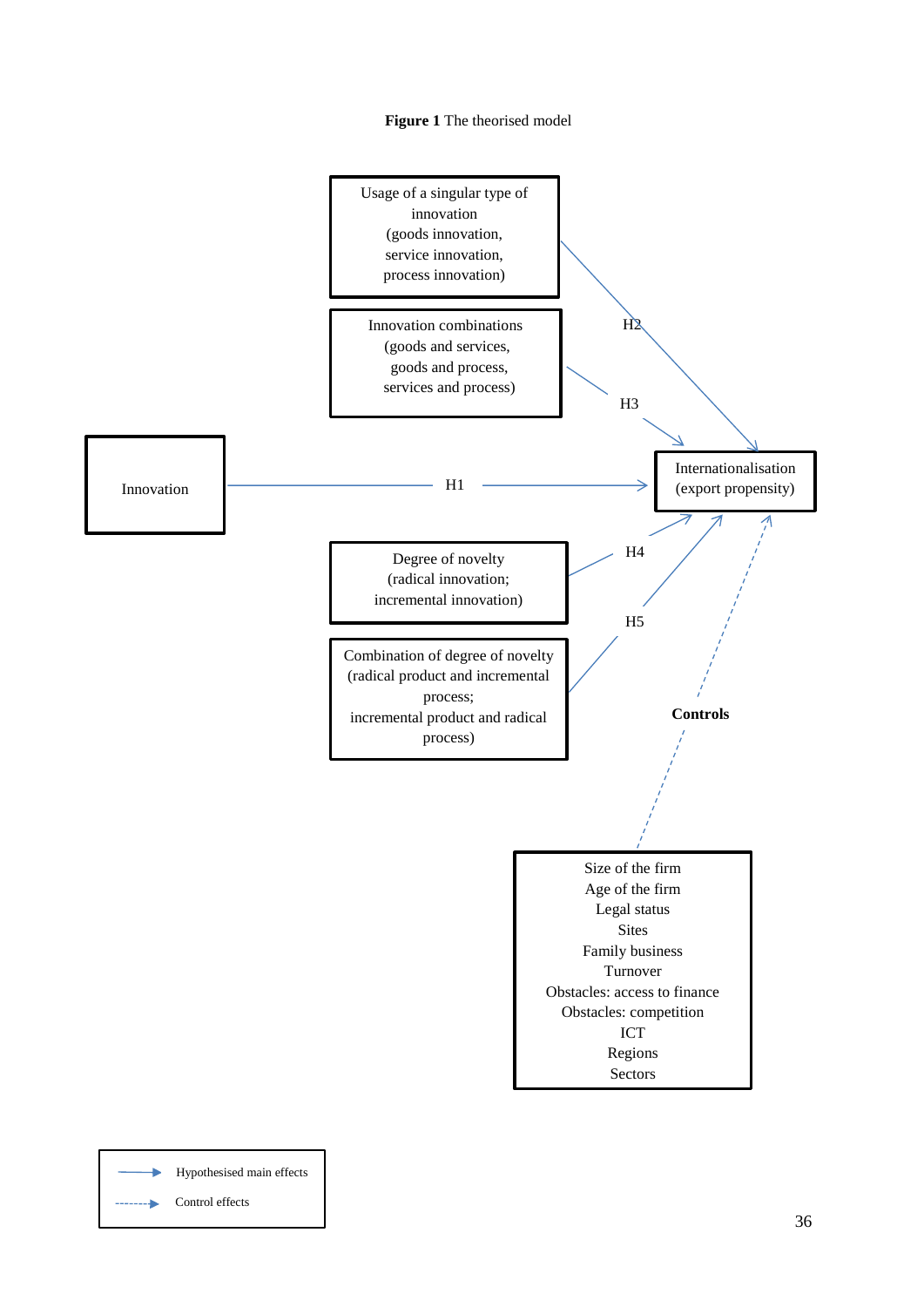**Figure 1** The theorised model

Usage of a singular type of innovation
(goods innovation,
service innovation,
process innovation)

Innovation combinations
(goods and services,
goods and process,
services and process)

Innovation

H1

H2

H3

H4

H5

Internationalisation
(export propensity)

Degree of novelty
(radical innovation;
incremental innovation)

Combination of degree of novelty
(radical product and incremental
process;
incremental product and radical
process)

**Controls**

Size of the firm
Age of the firm
Legal status
Sites
Family business
Turnover
Obstacles: access to finance
Obstacles: competition
ICT
Regions
Sectors

Hypothesised main effects

Control effects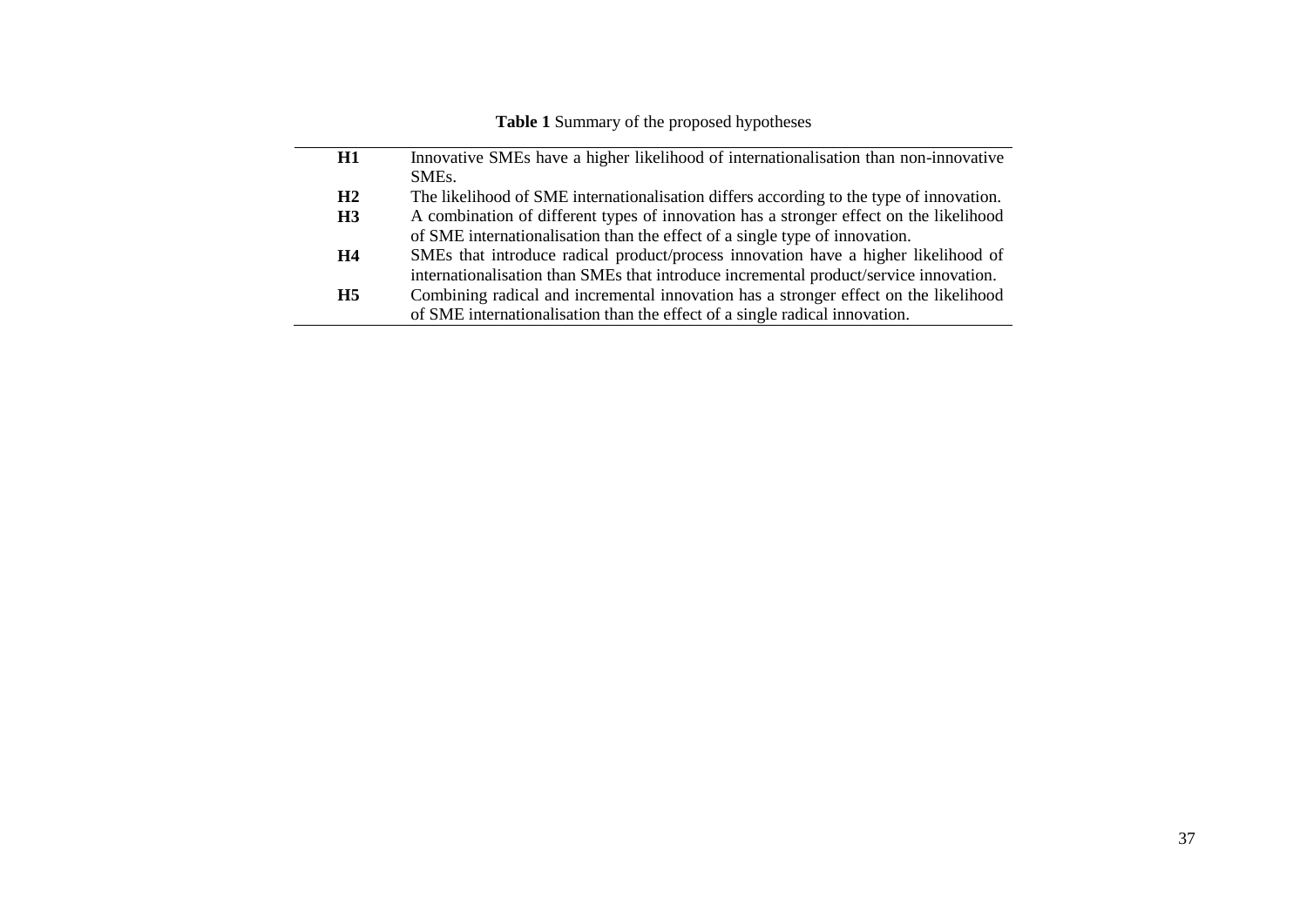**Table 1** Summary of the proposed hypotheses

| | |
|---|---|
| **H1** | Innovative SMEs have a higher likelihood of internationalisation than non-innovative SMEs. |
| **H2** | The likelihood of SME internationalisation differs according to the type of innovation. |
| **H3** | A combination of different types of innovation has a stronger effect on the likelihood of SME internationalisation than the effect of a single type of innovation. |
| **H4** | SMEs that introduce radical product/process innovation have a higher likelihood of internationalisation than SMEs that introduce incremental product/service innovation. |
| **H5** | Combining radical and incremental innovation has a stronger effect on the likelihood of SME internationalisation than the effect of a single radical innovation. |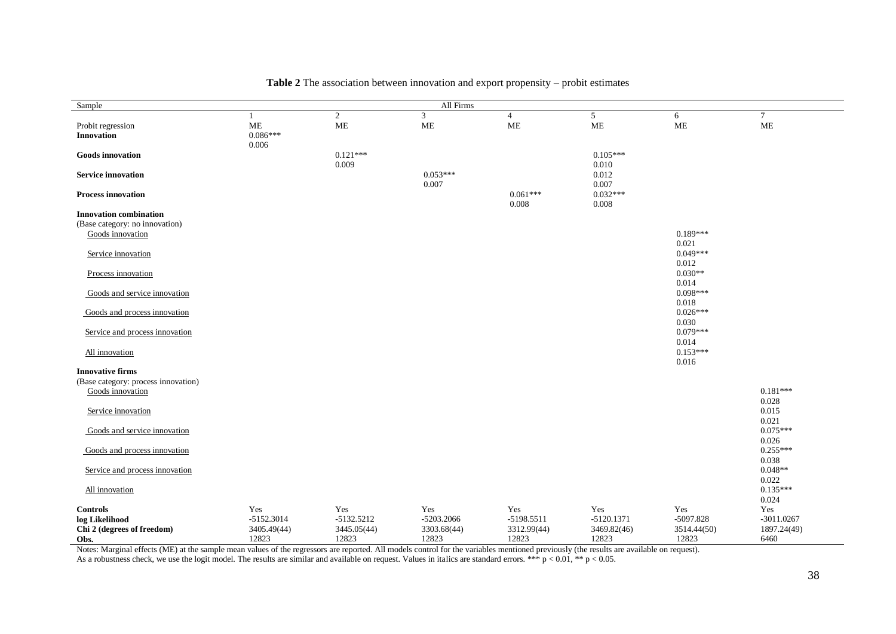**Table 2** The association between innovation and export propensity – probit estimates

| Sample | All Firms | | | | | | |
|---|---|---|---|---|---|---|---|
| | 1 | 2 | 3 | 4 | 5 | 6 | 7 |
| Probit regression | ME | ME | ME | ME | ME | ME | ME |
| **Innovation** | 0.086*** | | | | | | |
| | *0.006* | | | | | | |
| **Goods innovation** | | 0.121*** | | | 0.105*** | | |
| | | *0.009* | | | *0.010* | | |
| **Service innovation** | | | 0.053*** | | 0.012 | | |
| | | | *0.007* | | *0.007* | | |
| **Process innovation** | | | | 0.061*** | 0.032*** | | |
| | | | | *0.008* | *0.008* | | |
| **Innovation combination** | | | | | | | |
| (Base category: no innovation) | | | | | | | |
| Goods innovation | | | | | | 0.189*** | |
| | | | | | | *0.021* | |
| Service innovation | | | | | | 0.049*** | |
| | | | | | | *0.012* | |
| Process innovation | | | | | | 0.030** | |
| | | | | | | *0.014* | |
| Goods and service innovation | | | | | | 0.098*** | |
| | | | | | | *0.018* | |
| Goods and process innovation | | | | | | 0.026*** | |
| | | | | | | *0.030* | |
| Service and process innovation | | | | | | 0.079*** | |
| | | | | | | *0.014* | |
| All innovation | | | | | | 0.153*** | |
| | | | | | | *0.016* | |
| **Innovative firms** | | | | | | | |
| (Base category: process innovation) | | | | | | | |
| Goods innovation | | | | | | | 0.181*** |
| | | | | | | | *0.028* |
| Service innovation | | | | | | | 0.015 |
| | | | | | | | *0.021* |
| Goods and service innovation | | | | | | | 0.075*** |
| | | | | | | | *0.026* |
| Goods and process innovation | | | | | | | 0.255*** |
| | | | | | | | *0.038* |
| Service and process innovation | | | | | | | 0.048** |
| | | | | | | | *0.022* |
| All innovation | | | | | | | 0.135*** |
| | | | | | | | *0.024* |
| **Controls** | Yes | Yes | Yes | Yes | Yes | Yes | Yes |
| **log Likelihood** | -5152.3014 | -5132.5212 | -5203.2066 | -5198.5511 | -5120.1371 | -5097.828 | -3011.0267 |
| **Chi 2 (degrees of freedom)** | 3405.49(44) | 3445.05(44) | 3303.68(44) | 3312.99(44) | 3469.82(46) | 3514.44(50) | 1897.24(49) |
| **Obs.** | 12823 | 12823 | 12823 | 12823 | 12823 | 12823 | 6460 |

Notes: Marginal effects (ME) at the sample mean values of the regressors are reported. All models control for the variables mentioned previously (the results are available on request). As a robustness check, we use the logit model. The results are similar and available on request. Values in italics are standard errors. *** $p < 0.01$, ** $p < 0.05$.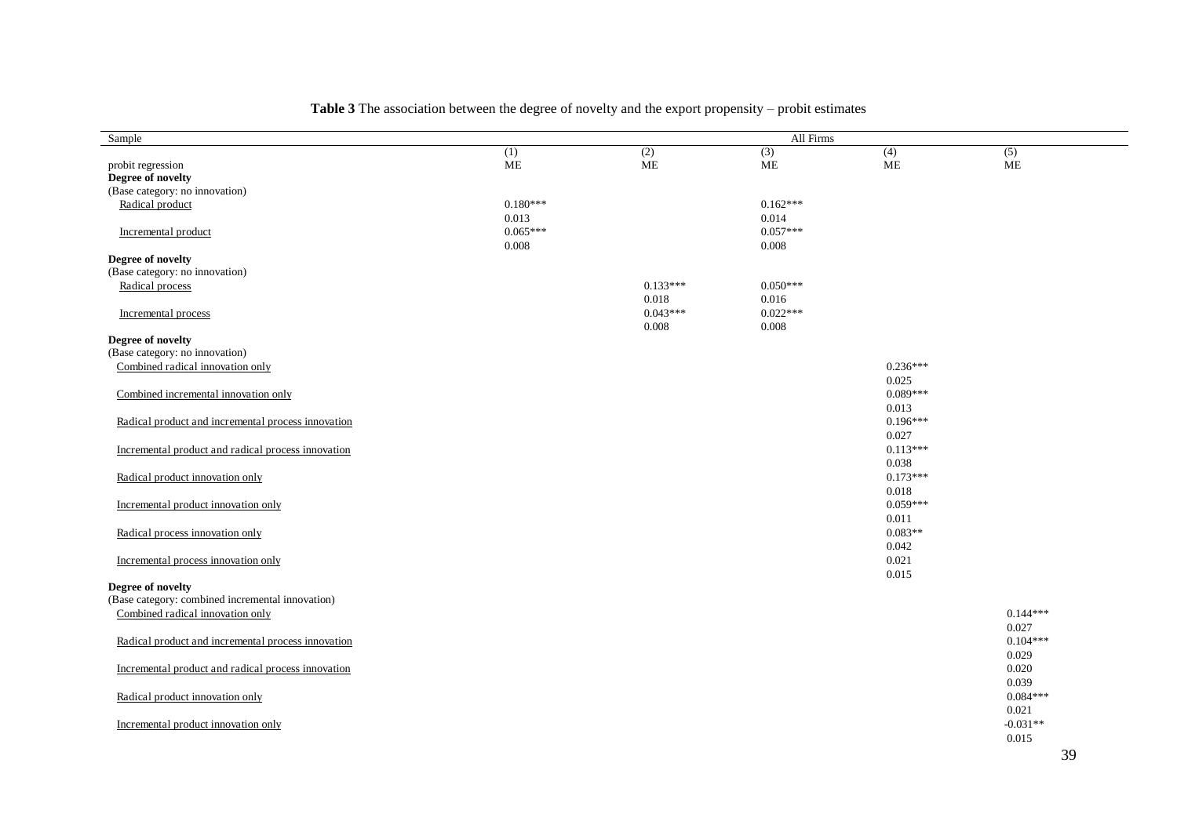**Table 3** The association between the degree of novelty and the export propensity – probit estimates

| Sample | All Firms | | | | |
|---|---|---|---|---|---|
| | (1) | (2) | (3) | (4) | (5) |
| probit regression | ME | ME | ME | ME | ME |
| **Degree of novelty** | | | | | |
| (Base category: no innovation) | | | | | |
| Radical product | 0.180*** | | 0.162*** | | |
| | 0.013 | | 0.014 | | |
| Incremental product | 0.065*** | | 0.057*** | | |
| | 0.008 | | 0.008 | | |
| **Degree of novelty** | | | | | |
| (Base category: no innovation) | | | | | |
| Radical process | | 0.133*** | 0.050*** | | |
| | | 0.018 | 0.016 | | |
| Incremental process | | 0.043*** | 0.022*** | | |
| | | 0.008 | 0.008 | | |
| **Degree of novelty** | | | | | |
| (Base category: no innovation) | | | | | |
| Combined radical innovation only | | | | 0.236*** | |
| | | | | 0.025 | |
| Combined incremental innovation only | | | | 0.089*** | |
| | | | | 0.013 | |
| Radical product and incremental process innovation | | | | 0.196*** | |
| | | | | 0.027 | |
| Incremental product and radical process innovation | | | | 0.113*** | |
| | | | | 0.038 | |
| Radical product innovation only | | | | 0.173*** | |
| | | | | 0.018 | |
| Incremental product innovation only | | | | 0.059*** | |
| | | | | 0.011 | |
| Radical process innovation only | | | | 0.083** | |
| | | | | 0.042 | |
| Incremental process innovation only | | | | 0.021 | |
| | | | | 0.015 | |
| **Degree of novelty** | | | | | |
| (Base category: combined incremental innovation) | | | | | |
| Combined radical innovation only | | | | | 0.144*** |
| | | | | | 0.027 |
| Radical product and incremental process innovation | | | | | 0.104*** |
| | | | | | 0.029 |
| Incremental product and radical process innovation | | | | | 0.020 |
| | | | | | 0.039 |
| Radical product innovation only | | | | | 0.084*** |
| | | | | | 0.021 |
| Incremental product innovation only | | | | | -0.031** |
| | | | | | 0.015 |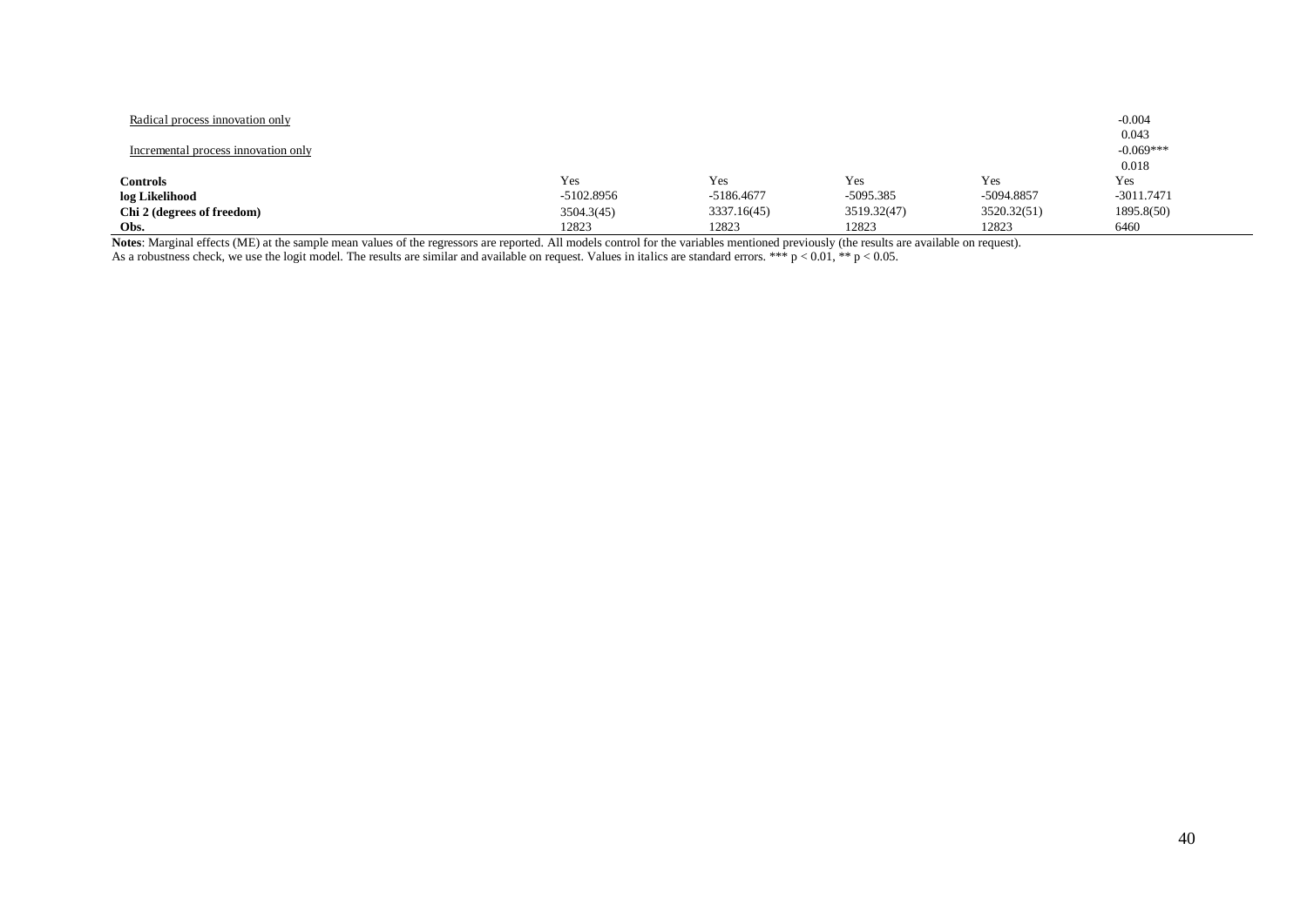| | | | | | |
|---|---|---|---|---|---|
| Radical process innovation only | | | | | -0.004 |
| | | | | | *0.043* |
| Incremental process innovation only | | | | | -0.069*** |
| | | | | | *0.018* |
| **Controls** | Yes | Yes | Yes | Yes | Yes |
| **log Likelihood** | -5102.8956 | -5186.4677 | -5095.385 | -5094.8857 | -3011.7471 |
| **Chi 2 (degrees of freedom)** | 3504.3(45) | 3337.16(45) | 3519.32(47) | 3520.32(51) | 1895.8(50) |
| **Obs.** | 12823 | 12823 | 12823 | 12823 | 6460 |

**Notes**: Marginal effects (ME) at the sample mean values of the regressors are reported. All models control for the variables mentioned previously (the results are available on request).
As a robustness check, we use the logit model. The results are similar and available on request. Values in italics are standard errors. *** $p < 0.01$, ** $p < 0.05$.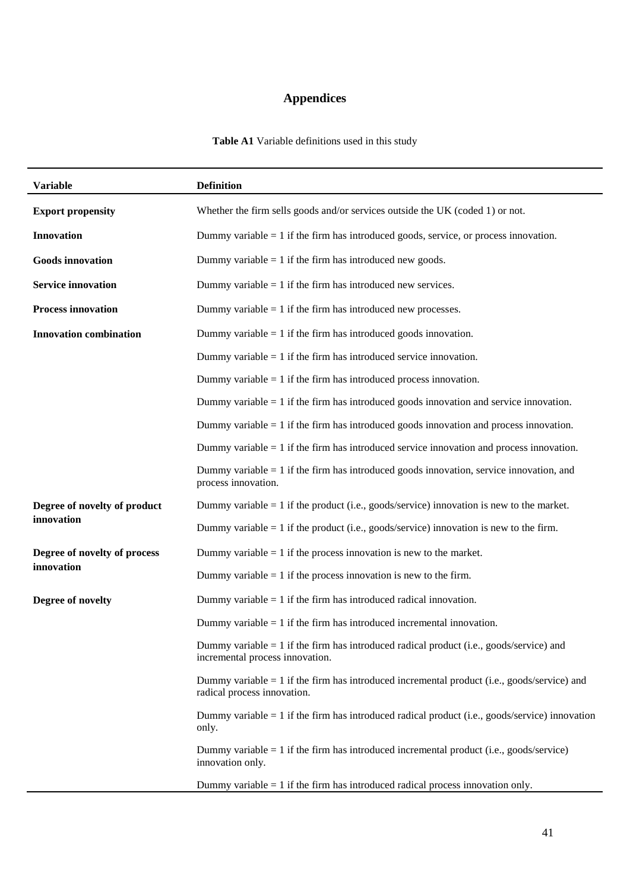# Appendices

**Table A1** Variable definitions used in this study

| Variable | Definition |
|---|---|
| **Export propensity** | Whether the firm sells goods and/or services outside the UK (coded 1) or not. |
| **Innovation** | Dummy variable = 1 if the firm has introduced goods, service, or process innovation. |
| **Goods innovation** | Dummy variable = 1 if the firm has introduced new goods. |
| **Service innovation** | Dummy variable = 1 if the firm has introduced new services. |
| **Process innovation** | Dummy variable = 1 if the firm has introduced new processes. |
| **Innovation combination** | Dummy variable = 1 if the firm has introduced goods innovation. |
| | Dummy variable = 1 if the firm has introduced service innovation. |
| | Dummy variable = 1 if the firm has introduced process innovation. |
| | Dummy variable = 1 if the firm has introduced goods innovation and service innovation. |
| | Dummy variable = 1 if the firm has introduced goods innovation and process innovation. |
| | Dummy variable = 1 if the firm has introduced service innovation and process innovation. |
| | Dummy variable = 1 if the firm has introduced goods innovation, service innovation, and process innovation. |
| **Degree of novelty of product innovation** | Dummy variable = 1 if the product (i.e., goods/service) innovation is new to the market. |
| | Dummy variable = 1 if the product (i.e., goods/service) innovation is new to the firm. |
| **Degree of novelty of process innovation** | Dummy variable = 1 if the process innovation is new to the market. |
| | Dummy variable = 1 if the process innovation is new to the firm. |
| **Degree of novelty** | Dummy variable = 1 if the firm has introduced radical innovation. |
| | Dummy variable = 1 if the firm has introduced incremental innovation. |
| | Dummy variable = 1 if the firm has introduced radical product (i.e., goods/service) and incremental process innovation. |
| | Dummy variable = 1 if the firm has introduced incremental product (i.e., goods/service) and radical process innovation. |
| | Dummy variable = 1 if the firm has introduced radical product (i.e., goods/service) innovation only. |
| | Dummy variable = 1 if the firm has introduced incremental product (i.e., goods/service) innovation only. |
| | Dummy variable = 1 if the firm has introduced radical process innovation only. |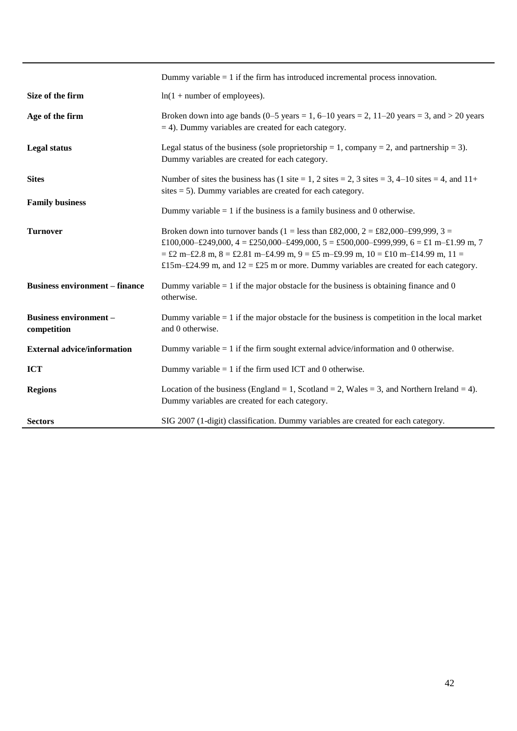| | |
|---|---|
| | Dummy variable = 1 if the firm has introduced incremental process innovation. |
| **Size of the firm** | ln(1 + number of employees). |
| **Age of the firm** | Broken down into age bands (0–5 years = 1, 6–10 years = 2, 11–20 years = 3, and > 20 years = 4). Dummy variables are created for each category. |
| **Legal status** | Legal status of the business (sole proprietorship = 1, company = 2, and partnership = 3). Dummy variables are created for each category. |
| **Sites** | Number of sites the business has (1 site = 1, 2 sites = 2, 3 sites = 3, 4–10 sites = 4, and 11+ sites = 5). Dummy variables are created for each category. |
| **Family business** | Dummy variable = 1 if the business is a family business and 0 otherwise. |
| **Turnover** | Broken down into turnover bands (1 = less than £82,000, 2 = £82,000–£99,999, 3 = £100,000–£249,000, 4 = £250,000–£499,000, 5 = £500,000–£999,999, 6 = £1 m–£1.99 m, 7 = £2 m–£2.8 m, 8 = £2.81 m–£4.99 m, 9 = £5 m–£9.99 m, 10 = £10 m–£14.99 m, 11 = £15m–£24.99 m, and 12 = £25 m or more. Dummy variables are created for each category. |
| **Business environment – finance** | Dummy variable = 1 if the major obstacle for the business is obtaining finance and 0 otherwise. |
| **Business environment – competition** | Dummy variable = 1 if the major obstacle for the business is competition in the local market and 0 otherwise. |
| **External advice/information** | Dummy variable = 1 if the firm sought external advice/information and 0 otherwise. |
| **ICT** | Dummy variable = 1 if the firm used ICT and 0 otherwise. |
| **Regions** | Location of the business (England = 1, Scotland = 2, Wales = 3, and Northern Ireland = 4). Dummy variables are created for each category. |
| **Sectors** | SIG 2007 (1-digit) classification. Dummy variables are created for each category. |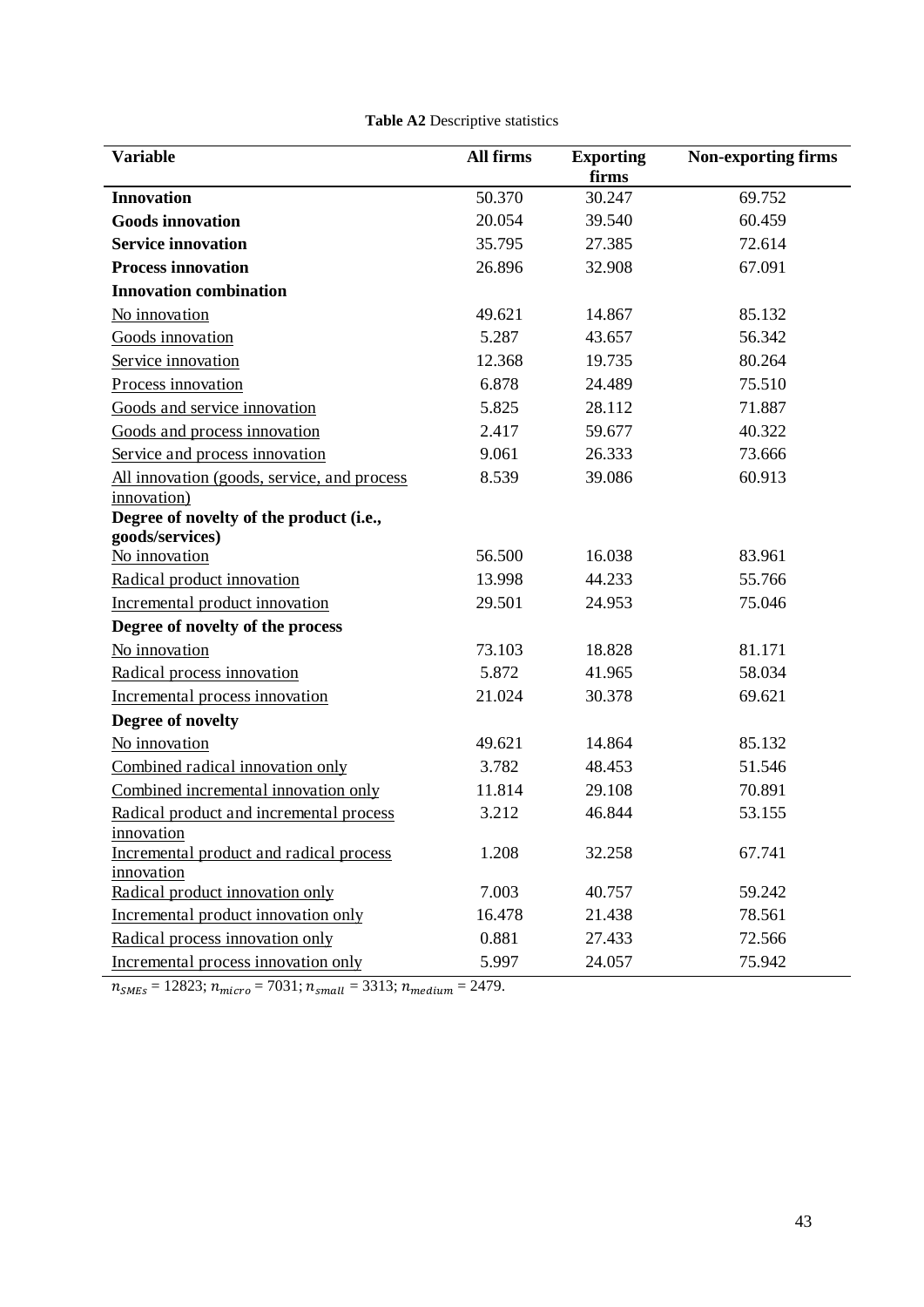**Table A2** Descriptive statistics

| Variable | All firms | Exporting firms | Non-exporting firms |
|---|---|---|---|
| **Innovation** | 50.370 | 30.247 | 69.752 |
| **Goods innovation** | 20.054 | 39.540 | 60.459 |
| **Service innovation** | 35.795 | 27.385 | 72.614 |
| **Process innovation** | 26.896 | 32.908 | 67.091 |
| **Innovation combination** | | | |
| No innovation | 49.621 | 14.867 | 85.132 |
| Goods innovation | 5.287 | 43.657 | 56.342 |
| Service innovation | 12.368 | 19.735 | 80.264 |
| Process innovation | 6.878 | 24.489 | 75.510 |
| Goods and service innovation | 5.825 | 28.112 | 71.887 |
| Goods and process innovation | 2.417 | 59.677 | 40.322 |
| Service and process innovation | 9.061 | 26.333 | 73.666 |
| All innovation (goods, service, and process innovation) | 8.539 | 39.086 | 60.913 |
| **Degree of novelty of the product (i.e., goods/services)** | | | |
| No innovation | 56.500 | 16.038 | 83.961 |
| Radical product innovation | 13.998 | 44.233 | 55.766 |
| Incremental product innovation | 29.501 | 24.953 | 75.046 |
| **Degree of novelty of the process** | | | |
| No innovation | 73.103 | 18.828 | 81.171 |
| Radical process innovation | 5.872 | 41.965 | 58.034 |
| Incremental process innovation | 21.024 | 30.378 | 69.621 |
| **Degree of novelty** | | | |
| No innovation | 49.621 | 14.864 | 85.132 |
| Combined radical innovation only | 3.782 | 48.453 | 51.546 |
| Combined incremental innovation only | 11.814 | 29.108 | 70.891 |
| Radical product and incremental process innovation | 3.212 | 46.844 | 53.155 |
| Incremental product and radical process innovation | 1.208 | 32.258 | 67.741 |
| Radical product innovation only | 7.003 | 40.757 | 59.242 |
| Incremental product innovation only | 16.478 | 21.438 | 78.561 |
| Radical process innovation only | 0.881 | 27.433 | 72.566 |
| Incremental process innovation only | 5.997 | 24.057 | 75.942 |

$n_{SMEs}$ = 12823; $n_{micro}$ = 7031; $n_{small}$ = 3313; $n_{medium}$ = 2479.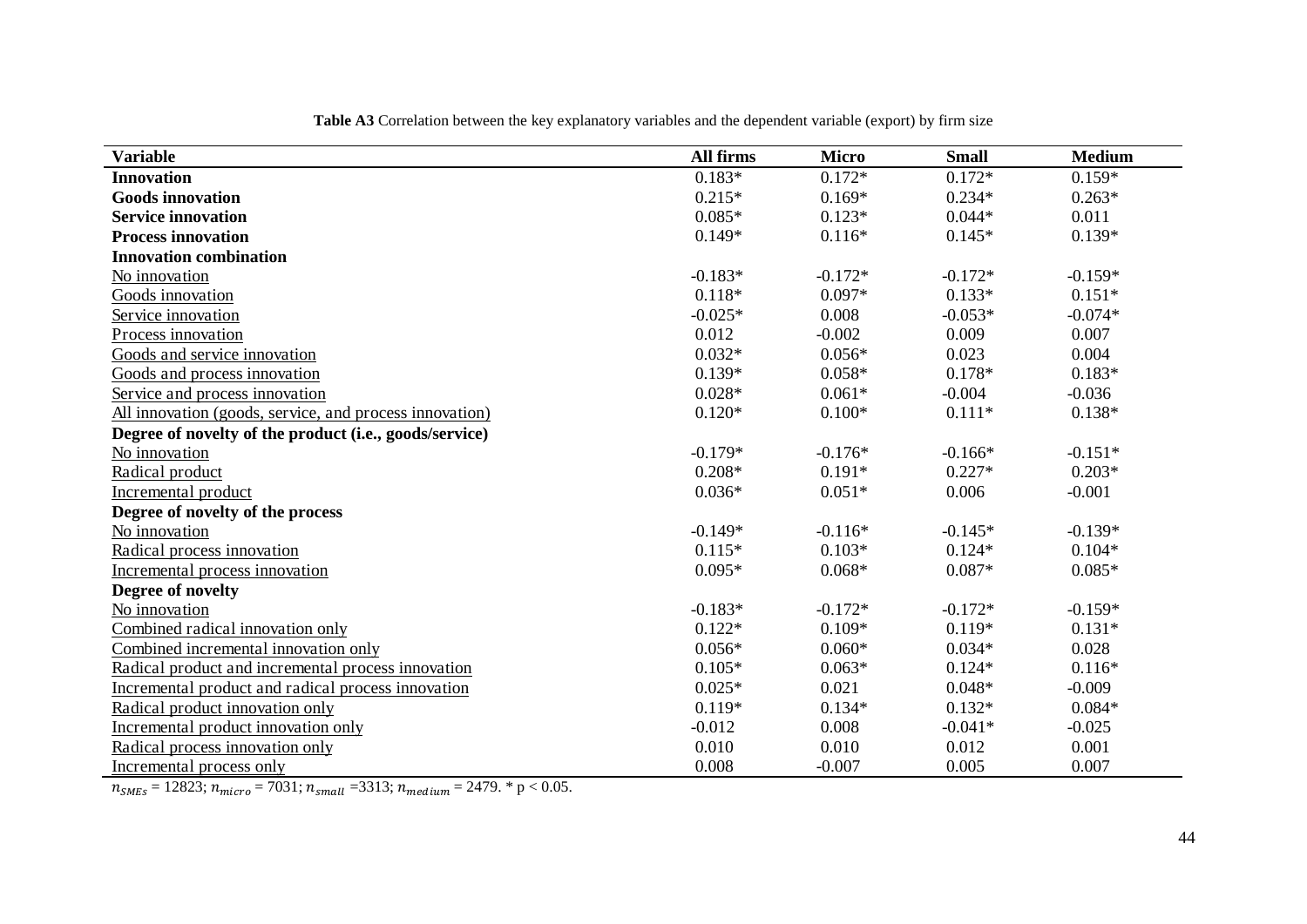**Table A3** Correlation between the key explanatory variables and the dependent variable (export) by firm size

| Variable | All firms | Micro | Small | Medium |
|---|---|---|---|---|
| **Innovation** | 0.183* | 0.172* | 0.172* | 0.159* |
| **Goods innovation** | 0.215* | 0.169* | 0.234* | 0.263* |
| **Service innovation** | 0.085* | 0.123* | 0.044* | 0.011 |
| **Process innovation** | 0.149* | 0.116* | 0.145* | 0.139* |
| **Innovation combination** | | | | |
| No innovation | -0.183* | -0.172* | -0.172* | -0.159* |
| Goods innovation | 0.118* | 0.097* | 0.133* | 0.151* |
| Service innovation | -0.025* | 0.008 | -0.053* | -0.074* |
| Process innovation | 0.012 | -0.002 | 0.009 | 0.007 |
| Goods and service innovation | 0.032* | 0.056* | 0.023 | 0.004 |
| Goods and process innovation | 0.139* | 0.058* | 0.178* | 0.183* |
| Service and process innovation | 0.028* | 0.061* | -0.004 | -0.036 |
| All innovation (goods, service, and process innovation) | 0.120* | 0.100* | 0.111* | 0.138* |
| **Degree of novelty of the product (i.e., goods/service)** | | | | |
| No innovation | -0.179* | -0.176* | -0.166* | -0.151* |
| Radical product | 0.208* | 0.191* | 0.227* | 0.203* |
| Incremental product | 0.036* | 0.051* | 0.006 | -0.001 |
| **Degree of novelty of the process** | | | | |
| No innovation | -0.149* | -0.116* | -0.145* | -0.139* |
| Radical process innovation | 0.115* | 0.103* | 0.124* | 0.104* |
| Incremental process innovation | 0.095* | 0.068* | 0.087* | 0.085* |
| **Degree of novelty** | | | | |
| No innovation | -0.183* | -0.172* | -0.172* | -0.159* |
| Combined radical innovation only | 0.122* | 0.109* | 0.119* | 0.131* |
| Combined incremental innovation only | 0.056* | 0.060* | 0.034* | 0.028 |
| Radical product and incremental process innovation | 0.105* | 0.063* | 0.124* | 0.116* |
| Incremental product and radical process innovation | 0.025* | 0.021 | 0.048* | -0.009 |
| Radical product innovation only | 0.119* | 0.134* | 0.132* | 0.084* |
| Incremental product innovation only | -0.012 | 0.008 | -0.041* | -0.025 |
| Radical process innovation only | 0.010 | 0.010 | 0.012 | 0.001 |
| Incremental process only | 0.008 | -0.007 | 0.005 | 0.007 |

$n_{SMEs}$ = 12823; $n_{micro}$ = 7031; $n_{small}$ =3313; $n_{medium}$ = 2479. * $p < 0.05$.